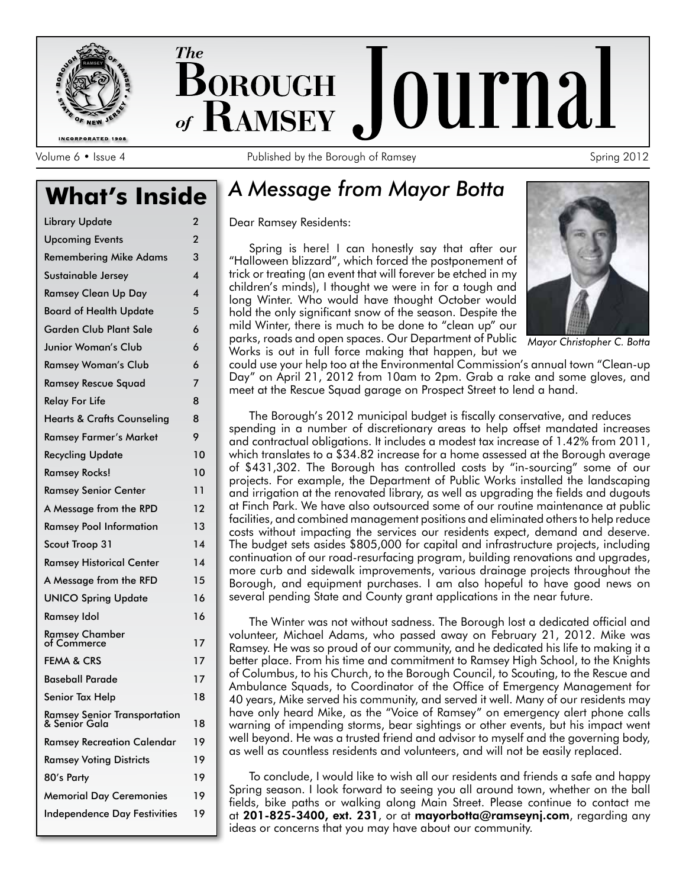# The Borough of Ramsey Journal

Volume 6 • Issue 4 — Published by the Borough of Ramsey — Spring 2012

## What's Inside

| Section | Page |
|---|---|
| Library Update | 2 |
| Upcoming Events | 2 |
| Remembering Mike Adams | 3 |
| Sustainable Jersey | 4 |
| Ramsey Clean Up Day | 4 |
| Board of Health Update | 5 |
| Garden Club Plant Sale | 6 |
| Junior Woman's Club | 6 |
| Ramsey Woman's Club | 6 |
| Ramsey Rescue Squad | 7 |
| Relay For Life | 8 |
| Hearts & Crafts Counseling | 8 |
| Ramsey Farmer's Market | 9 |
| Recycling Update | 10 |
| Ramsey Rocks! | 10 |
| Ramsey Senior Center | 11 |
| A Message from the RPD | 12 |
| Ramsey Pool Information | 13 |
| Scout Troop 31 | 14 |
| Ramsey Historical Center | 14 |
| A Message from the RFD | 15 |
| UNICO Spring Update | 16 |
| Ramsey Idol | 16 |
| Ramsey Chamber of Commerce | 17 |
| FEMA & CRS | 17 |
| Baseball Parade | 17 |
| Senior Tax Help | 18 |
| Ramsey Senior Transportation & Senior Gala | 18 |
| Ramsey Recreation Calendar | 19 |
| Ramsey Voting Districts | 19 |
| 80's Party | 19 |
| Memorial Day Ceremonies | 19 |
| Independence Day Festivities | 19 |

## *A Message from Mayor Botta*

Dear Ramsey Residents:

Spring is here! I can honestly say that after our "Halloween blizzard", which forced the postponement of trick or treating (an event that will forever be etched in my children's minds), I thought we were in for a tough and long Winter. Who would have thought October would hold the only significant snow of the season. Despite the mild Winter, there is much to be done to "clean up" our parks, roads and open spaces. Our Department of Public Works is out in full force making that happen, but we could use your help too at the Environmental Commission's annual town "Clean-up Day" on April 21, 2012 from 10am to 2pm. Grab a rake and some gloves, and meet at the Rescue Squad garage on Prospect Street to lend a hand.

*Mayor Christopher C. Botta*

The Borough's 2012 municipal budget is fiscally conservative, and reduces spending in a number of discretionary areas to help offset mandated increases and contractual obligations. It includes a modest tax increase of 1.42% from 2011, which translates to a $34.82 increase for a home assessed at the Borough average of $431,302. The Borough has controlled costs by "in-sourcing" some of our projects. For example, the Department of Public Works installed the landscaping and irrigation at the renovated library, as well as upgrading the fields and dugouts at Finch Park. We have also outsourced some of our routine maintenance at public facilities, and combined management positions and eliminated others to help reduce costs without impacting the services our residents expect, demand and deserve. The budget sets asides $805,000 for capital and infrastructure projects, including continuation of our road-resurfacing program, building renovations and upgrades, more curb and sidewalk improvements, various drainage projects throughout the Borough, and equipment purchases. I am also hopeful to have good news on several pending State and County grant applications in the near future.

The Winter was not without sadness. The Borough lost a dedicated official and volunteer, Michael Adams, who passed away on February 21, 2012. Mike was Ramsey. He was so proud of our community, and he dedicated his life to making it a better place. From his time and commitment to Ramsey High School, to the Knights of Columbus, to his Church, to the Borough Council, to Scouting, to the Rescue and Ambulance Squads, to Coordinator of the Office of Emergency Management for 40 years, Mike served his community, and served it well. Many of our residents may have only heard Mike, as the "Voice of Ramsey" on emergency alert phone calls warning of impending storms, bear sightings or other events, but his impact went well beyond. He was a trusted friend and advisor to myself and the governing body, as well as countless residents and volunteers, and will not be easily replaced.

To conclude, I would like to wish all our residents and friends a safe and happy Spring season. I look forward to seeing you all around town, whether on the ball fields, bike paths or walking along Main Street. Please continue to contact me at **201-825-3400, ext. 231**, or at **mayorbotta@ramseynj.com**, regarding any ideas or concerns that you may have about our community.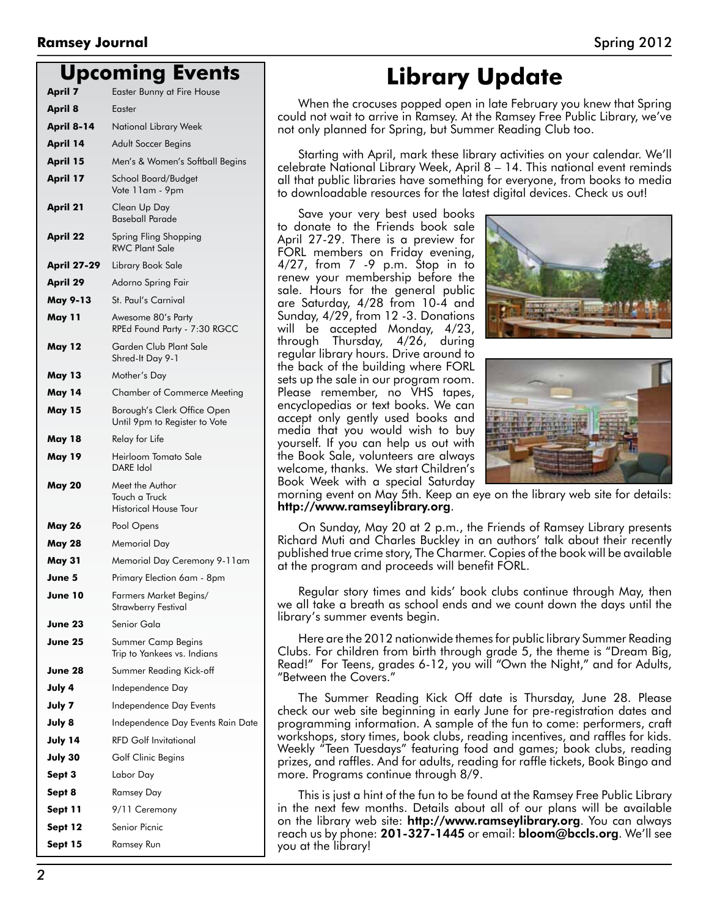## Upcoming Events

| Date | Event |
|---|---|
| April 7 | Easter Bunny at Fire House |
| April 8 | Easter |
| April 8-14 | National Library Week |
| April 14 | Adult Soccer Begins |
| April 15 | Men's & Women's Softball Begins |
| April 17 | School Board/Budget Vote 11am - 9pm |
| April 21 | Clean Up Day<br>Baseball Parade |
| April 22 | Spring Fling Shopping<br>RWC Plant Sale |
| April 27-29 | Library Book Sale |
| April 29 | Adorno Spring Fair |
| May 9-13 | St. Paul's Carnival |
| May 11 | Awesome 80's Party<br>RPEd Found Party - 7:30 RGCC |
| May 12 | Garden Club Plant Sale<br>Shred-It Day 9-1 |
| May 13 | Mother's Day |
| May 14 | Chamber of Commerce Meeting |
| May 15 | Borough's Clerk Office Open Until 9pm to Register to Vote |
| May 18 | Relay for Life |
| May 19 | Heirloom Tomato Sale<br>DARE Idol |
| May 20 | Meet the Author<br>Touch a Truck<br>Historical House Tour |
| May 26 | Pool Opens |
| May 28 | Memorial Day |
| May 31 | Memorial Day Ceremony 9-11am |
| June 5 | Primary Election 6am - 8pm |
| June 10 | Farmers Market Begins/<br>Strawberry Festival |
| June 23 | Senior Gala |
| June 25 | Summer Camp Begins<br>Trip to Yankees vs. Indians |
| June 28 | Summer Reading Kick-off |
| July 4 | Independence Day |
| July 7 | Independence Day Events |
| July 8 | Independence Day Events Rain Date |
| July 14 | RFD Golf Invitational |
| July 30 | Golf Clinic Begins |
| Sept 3 | Labor Day |
| Sept 8 | Ramsey Day |
| Sept 11 | 9/11 Ceremony |
| Sept 12 | Senior Picnic |
| Sept 15 | Ramsey Run |

# Library Update

When the crocuses popped open in late February you knew that Spring could not wait to arrive in Ramsey. At the Ramsey Free Public Library, we've not only planned for Spring, but Summer Reading Club too.

Starting with April, mark these library activities on your calendar. We'll celebrate National Library Week, April 8 – 14. This national event reminds all that public libraries have something for everyone, from books to media to downloadable resources for the latest digital devices. Check us out!

Save your very best used books to donate to the Friends book sale April 27-29. There is a preview for FORL members on Friday evening, 4/27, from 7 -9 p.m. Stop in to renew your membership before the sale. Hours for the general public are Saturday, 4/28 from 10-4 and Sunday, 4/29, from 12 -3. Donations will be accepted Monday, 4/23, through Thursday, 4/26, during regular library hours. Drive around to the back of the building where FORL sets up the sale in our program room. Please remember, no VHS tapes, encyclopedias or text books. We can accept only gently used books and media that you would wish to buy yourself. If you can help us out with the Book Sale, volunteers are always welcome, thanks. We start Children's Book Week with a special Saturday morning event on May 5th. Keep an eye on the library web site for details: **http://www.ramseylibrary.org**.

On Sunday, May 20 at 2 p.m., the Friends of Ramsey Library presents Richard Muti and Charles Buckley in an authors' talk about their recently published true crime story, The Charmer. Copies of the book will be available at the program and proceeds will benefit FORL.

Regular story times and kids' book clubs continue through May, then we all take a breath as school ends and we count down the days until the library's summer events begin.

Here are the 2012 nationwide themes for public library Summer Reading Clubs. For children from birth through grade 5, the theme is "Dream Big, Read!" For Teens, grades 6-12, you will "Own the Night," and for Adults, "Between the Covers."

The Summer Reading Kick Off date is Thursday, June 28. Please check our web site beginning in early June for pre-registration dates and programming information. A sample of the fun to come: performers, craft workshops, story times, book clubs, reading incentives, and raffles for kids. Weekly "Teen Tuesdays" featuring food and games; book clubs, reading prizes, and raffles. And for adults, reading for raffle tickets, Book Bingo and more. Programs continue through 8/9.

This is just a hint of the fun to be found at the Ramsey Free Public Library in the next few months. Details about all of our plans will be available on the library web site: **http://www.ramseylibrary.org**. You can always reach us by phone: **201-327-1445** or email: **bloom@bccls.org**. We'll see you at the library!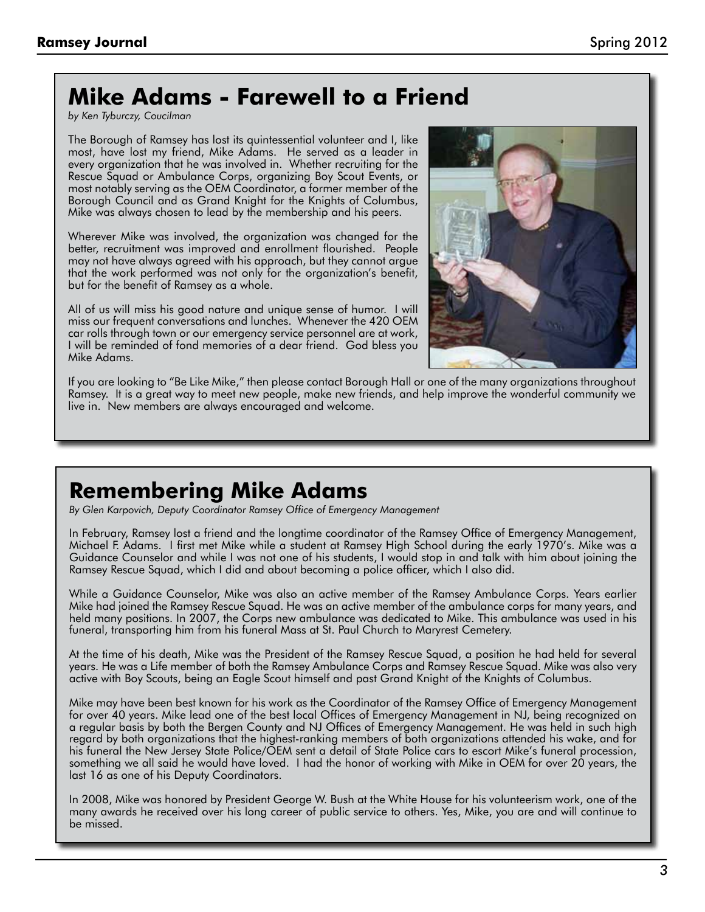## Mike Adams - Farewell to a Friend

*by Ken Tyburczy, Coucilman*

The Borough of Ramsey has lost its quintessential volunteer and I, like most, have lost my friend, Mike Adams. He served as a leader in every organization that he was involved in. Whether recruiting for the Rescue Squad or Ambulance Corps, organizing Boy Scout Events, or most notably serving as the OEM Coordinator, a former member of the Borough Council and as Grand Knight for the Knights of Columbus, Mike was always chosen to lead by the membership and his peers.

Wherever Mike was involved, the organization was changed for the better, recruitment was improved and enrollment flourished. People may not have always agreed with his approach, but they cannot argue that the work performed was not only for the organization's benefit, but for the benefit of Ramsey as a whole.

All of us will miss his good nature and unique sense of humor. I will miss our frequent conversations and lunches. Whenever the 420 OEM car rolls through town or our emergency service personnel are at work, I will be reminded of fond memories of a dear friend. God bless you Mike Adams.

If you are looking to "Be Like Mike," then please contact Borough Hall or one of the many organizations throughout Ramsey. It is a great way to meet new people, make new friends, and help improve the wonderful community we live in. New members are always encouraged and welcome.

## Remembering Mike Adams

*By Glen Karpovich, Deputy Coordinator Ramsey Office of Emergency Management*

In February, Ramsey lost a friend and the longtime coordinator of the Ramsey Office of Emergency Management, Michael F. Adams. I first met Mike while a student at Ramsey High School during the early 1970's. Mike was a Guidance Counselor and while I was not one of his students, I would stop in and talk with him about joining the Ramsey Rescue Squad, which I did and about becoming a police officer, which I also did.

While a Guidance Counselor, Mike was also an active member of the Ramsey Ambulance Corps. Years earlier Mike had joined the Ramsey Rescue Squad. He was an active member of the ambulance corps for many years, and held many positions. In 2007, the Corps new ambulance was dedicated to Mike. This ambulance was used in his funeral, transporting him from his funeral Mass at St. Paul Church to Maryrest Cemetery.

At the time of his death, Mike was the President of the Ramsey Rescue Squad, a position he had held for several years. He was a Life member of both the Ramsey Ambulance Corps and Ramsey Rescue Squad. Mike was also very active with Boy Scouts, being an Eagle Scout himself and past Grand Knight of the Knights of Columbus.

Mike may have been best known for his work as the Coordinator of the Ramsey Office of Emergency Management for over 40 years. Mike lead one of the best local Offices of Emergency Management in NJ, being recognized on a regular basis by both the Bergen County and NJ Offices of Emergency Management. He was held in such high regard by both organizations that the highest-ranking members of both organizations attended his wake, and for his funeral the New Jersey State Police/OEM sent a detail of State Police cars to escort Mike's funeral procession, something we all said he would have loved. I had the honor of working with Mike in OEM for over 20 years, the last 16 as one of his Deputy Coordinators.

In 2008, Mike was honored by President George W. Bush at the White House for his volunteerism work, one of the many awards he received over his long career of public service to others. Yes, Mike, you are and will continue to be missed.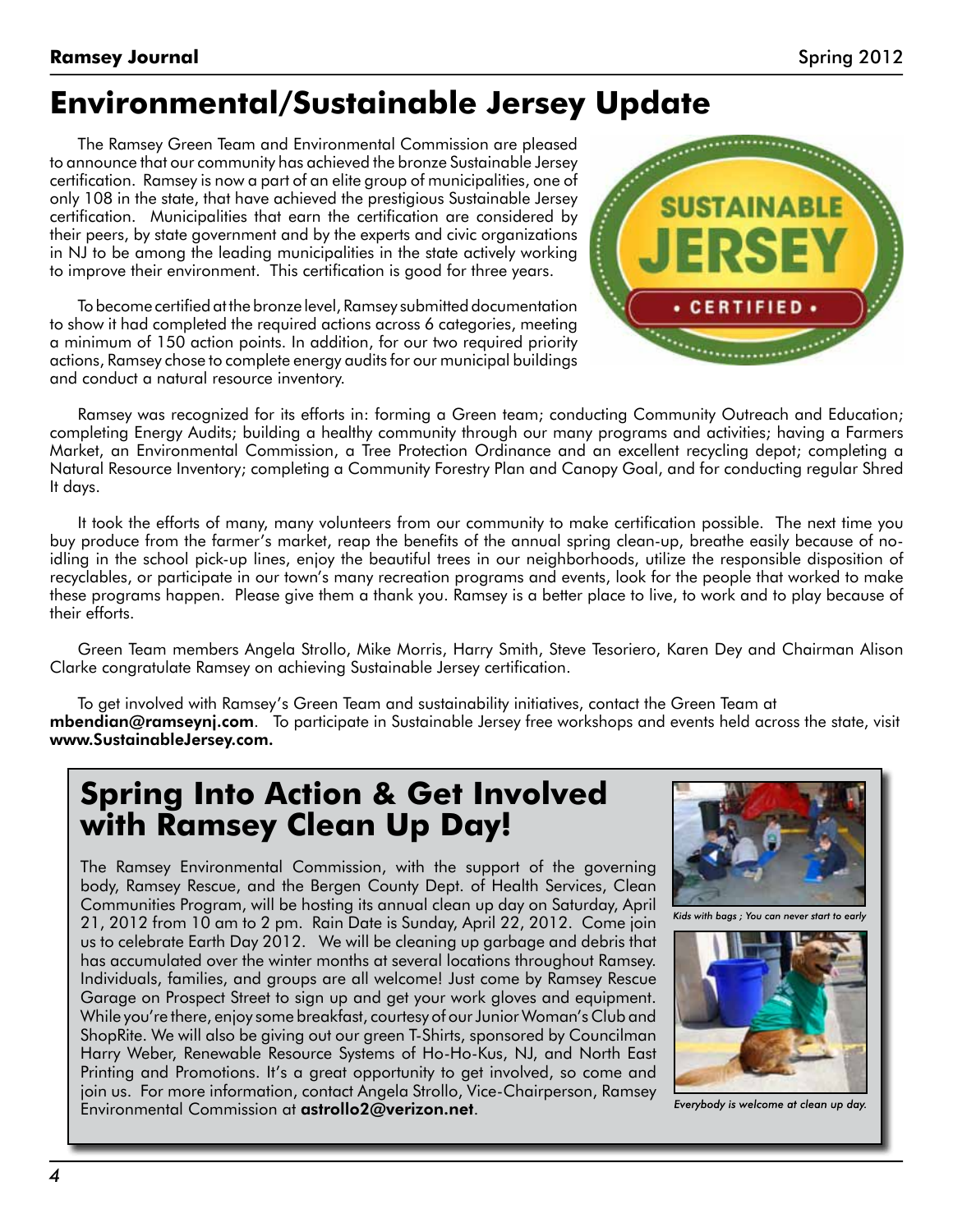# Environmental/Sustainable Jersey Update

The Ramsey Green Team and Environmental Commission are pleased to announce that our community has achieved the bronze Sustainable Jersey certification. Ramsey is now a part of an elite group of municipalities, one of only 108 in the state, that have achieved the prestigious Sustainable Jersey certification. Municipalities that earn the certification are considered by their peers, by state government and by the experts and civic organizations in NJ to be among the leading municipalities in the state actively working to improve their environment. This certification is good for three years.

To become certified at the bronze level, Ramsey submitted documentation to show it had completed the required actions across 6 categories, meeting a minimum of 150 action points. In addition, for our two required priority actions, Ramsey chose to complete energy audits for our municipal buildings and conduct a natural resource inventory.

Ramsey was recognized for its efforts in: forming a Green team; conducting Community Outreach and Education; completing Energy Audits; building a healthy community through our many programs and activities; having a Farmers Market, an Environmental Commission, a Tree Protection Ordinance and an excellent recycling depot; completing a Natural Resource Inventory; completing a Community Forestry Plan and Canopy Goal, and for conducting regular Shred It days.

It took the efforts of many, many volunteers from our community to make certification possible. The next time you buy produce from the farmer's market, reap the benefits of the annual spring clean-up, breathe easily because of no-idling in the school pick-up lines, enjoy the beautiful trees in our neighborhoods, utilize the responsible disposition of recyclables, or participate in our town's many recreation programs and events, look for the people that worked to make these programs happen. Please give them a thank you. Ramsey is a better place to live, to work and to play because of their efforts.

Green Team members Angela Strollo, Mike Morris, Harry Smith, Steve Tesoriero, Karen Dey and Chairman Alison Clarke congratulate Ramsey on achieving Sustainable Jersey certification.

To get involved with Ramsey's Green Team and sustainability initiatives, contact the Green Team at **mbendian@ramseynj.com**. To participate in Sustainable Jersey free workshops and events held across the state, visit **www.SustainableJersey.com.**

## Spring Into Action & Get Involved with Ramsey Clean Up Day!

The Ramsey Environmental Commission, with the support of the governing body, Ramsey Rescue, and the Bergen County Dept. of Health Services, Clean Communities Program, will be hosting its annual clean up day on Saturday, April 21, 2012 from 10 am to 2 pm. Rain Date is Sunday, April 22, 2012. Come join us to celebrate Earth Day 2012. We will be cleaning up garbage and debris that has accumulated over the winter months at several locations throughout Ramsey. Individuals, families, and groups are all welcome! Just come by Ramsey Rescue Garage on Prospect Street to sign up and get your work gloves and equipment. While you're there, enjoy some breakfast, courtesy of our Junior Woman's Club and ShopRite. We will also be giving out our green T-Shirts, sponsored by Councilman Harry Weber, Renewable Resource Systems of Ho-Ho-Kus, NJ, and North East Printing and Promotions. It's a great opportunity to get involved, so come and join us. For more information, contact Angela Strollo, Vice-Chairperson, Ramsey Environmental Commission at **astrollo2@verizon.net**.

*Kids with bags ; You can never start to early*

*Everybody is welcome at clean up day.*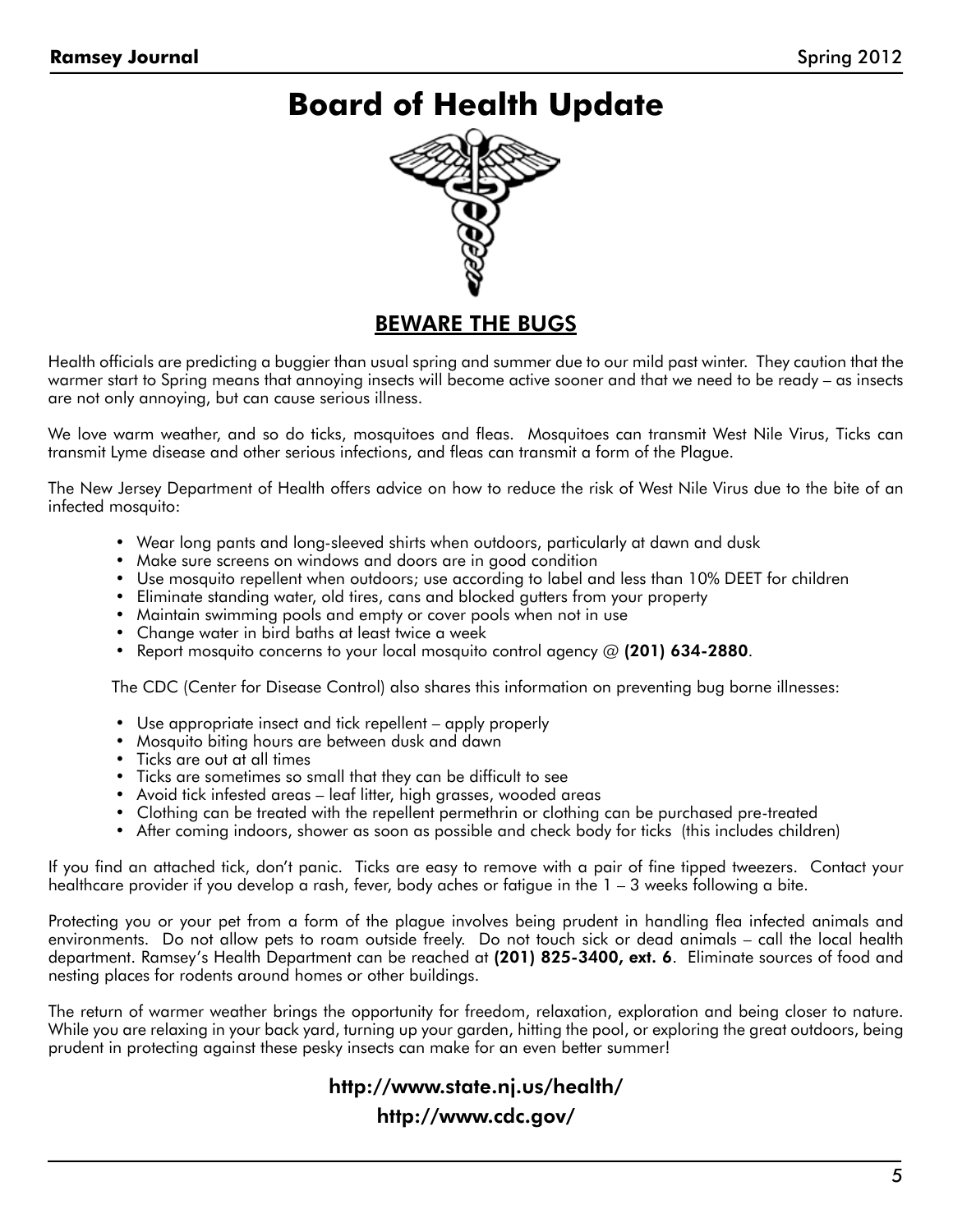# Board of Health Update

## BEWARE THE BUGS

Health officials are predicting a buggier than usual spring and summer due to our mild past winter. They caution that the warmer start to Spring means that annoying insects will become active sooner and that we need to be ready – as insects are not only annoying, but can cause serious illness.

We love warm weather, and so do ticks, mosquitoes and fleas. Mosquitoes can transmit West Nile Virus, Ticks can transmit Lyme disease and other serious infections, and fleas can transmit a form of the Plague.

The New Jersey Department of Health offers advice on how to reduce the risk of West Nile Virus due to the bite of an infected mosquito:

- Wear long pants and long-sleeved shirts when outdoors, particularly at dawn and dusk
- Make sure screens on windows and doors are in good condition
- Use mosquito repellent when outdoors; use according to label and less than 10% DEET for children
- Eliminate standing water, old tires, cans and blocked gutters from your property
- Maintain swimming pools and empty or cover pools when not in use
- Change water in bird baths at least twice a week
- Report mosquito concerns to your local mosquito control agency @ **(201) 634-2880**.

The CDC (Center for Disease Control) also shares this information on preventing bug borne illnesses:

- Use appropriate insect and tick repellent – apply properly
- Mosquito biting hours are between dusk and dawn
- Ticks are out at all times
- Ticks are sometimes so small that they can be difficult to see
- Avoid tick infested areas – leaf litter, high grasses, wooded areas
- Clothing can be treated with the repellent permethrin or clothing can be purchased pre-treated
- After coming indoors, shower as soon as possible and check body for ticks (this includes children)

If you find an attached tick, don't panic. Ticks are easy to remove with a pair of fine tipped tweezers. Contact your healthcare provider if you develop a rash, fever, body aches or fatigue in the 1 – 3 weeks following a bite.

Protecting you or your pet from a form of the plague involves being prudent in handling flea infected animals and environments. Do not allow pets to roam outside freely. Do not touch sick or dead animals – call the local health department. Ramsey's Health Department can be reached at **(201) 825-3400, ext. 6**. Eliminate sources of food and nesting places for rodents around homes or other buildings.

The return of warmer weather brings the opportunity for freedom, relaxation, exploration and being closer to nature. While you are relaxing in your back yard, turning up your garden, hitting the pool, or exploring the great outdoors, being prudent in protecting against these pesky insects can make for an even better summer!

**http://www.state.nj.us/health/**

**http://www.cdc.gov/**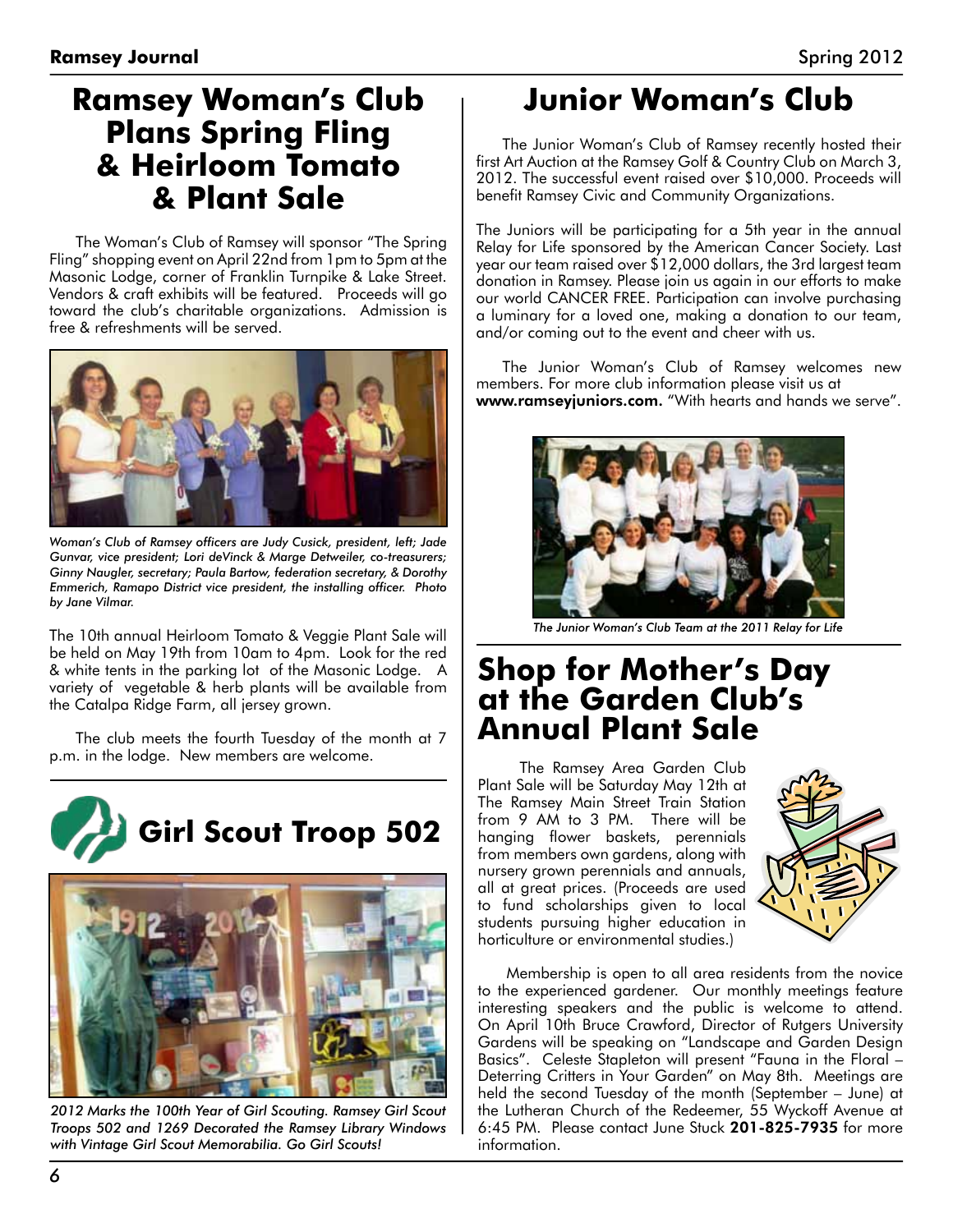# Ramsey Woman's Club Plans Spring Fling & Heirloom Tomato & Plant Sale

The Woman's Club of Ramsey will sponsor "The Spring Fling" shopping event on April 22nd from 1pm to 5pm at the Masonic Lodge, corner of Franklin Turnpike & Lake Street. Vendors & craft exhibits will be featured. Proceeds will go toward the club's charitable organizations. Admission is free & refreshments will be served.

*Woman's Club of Ramsey officers are Judy Cusick, president, left; Jade Gunvar, vice president; Lori deVinck & Marge Detweiler, co-treasurers; Ginny Naugler, secretary; Paula Bartow, federation secretary, & Dorothy Emmerich, Ramapo District vice president, the installing officer. Photo by Jane Vilmar.*

The 10th annual Heirloom Tomato & Veggie Plant Sale will be held on May 19th from 10am to 4pm. Look for the red & white tents in the parking lot of the Masonic Lodge. A variety of vegetable & herb plants will be available from the Catalpa Ridge Farm, all jersey grown.

The club meets the fourth Tuesday of the month at 7 p.m. in the lodge. New members are welcome.

# Girl Scout Troop 502

*2012 Marks the 100th Year of Girl Scouting. Ramsey Girl Scout Troops 502 and 1269 Decorated the Ramsey Library Windows with Vintage Girl Scout Memorabilia. Go Girl Scouts!*

# Junior Woman's Club

The Junior Woman's Club of Ramsey recently hosted their first Art Auction at the Ramsey Golf & Country Club on March 3, 2012. The successful event raised over $10,000. Proceeds will benefit Ramsey Civic and Community Organizations.

The Juniors will be participating for a 5th year in the annual Relay for Life sponsored by the American Cancer Society. Last year our team raised over $12,000 dollars, the 3rd largest team donation in Ramsey. Please join us again in our efforts to make our world CANCER FREE. Participation can involve purchasing a luminary for a loved one, making a donation to our team, and/or coming out to the event and cheer with us.

The Junior Woman's Club of Ramsey welcomes new members. For more club information please visit us at **www.ramseyjuniors.com.** "With hearts and hands we serve".

*The Junior Woman's Club Team at the 2011 Relay for Life*

# Shop for Mother's Day at the Garden Club's Annual Plant Sale

The Ramsey Area Garden Club Plant Sale will be Saturday May 12th at The Ramsey Main Street Train Station from 9 AM to 3 PM. There will be hanging flower baskets, perennials from members own gardens, along with nursery grown perennials and annuals, all at great prices. (Proceeds are used to fund scholarships given to local students pursuing higher education in horticulture or environmental studies.)

Membership is open to all area residents from the novice to the experienced gardener. Our monthly meetings feature interesting speakers and the public is welcome to attend. On April 10th Bruce Crawford, Director of Rutgers University Gardens will be speaking on "Landscape and Garden Design Basics". Celeste Stapleton will present "Fauna in the Floral – Deterring Critters in Your Garden" on May 8th. Meetings are held the second Tuesday of the month (September – June) at the Lutheran Church of the Redeemer, 55 Wyckoff Avenue at 6:45 PM. Please contact June Stuck **201-825-7935** for more information.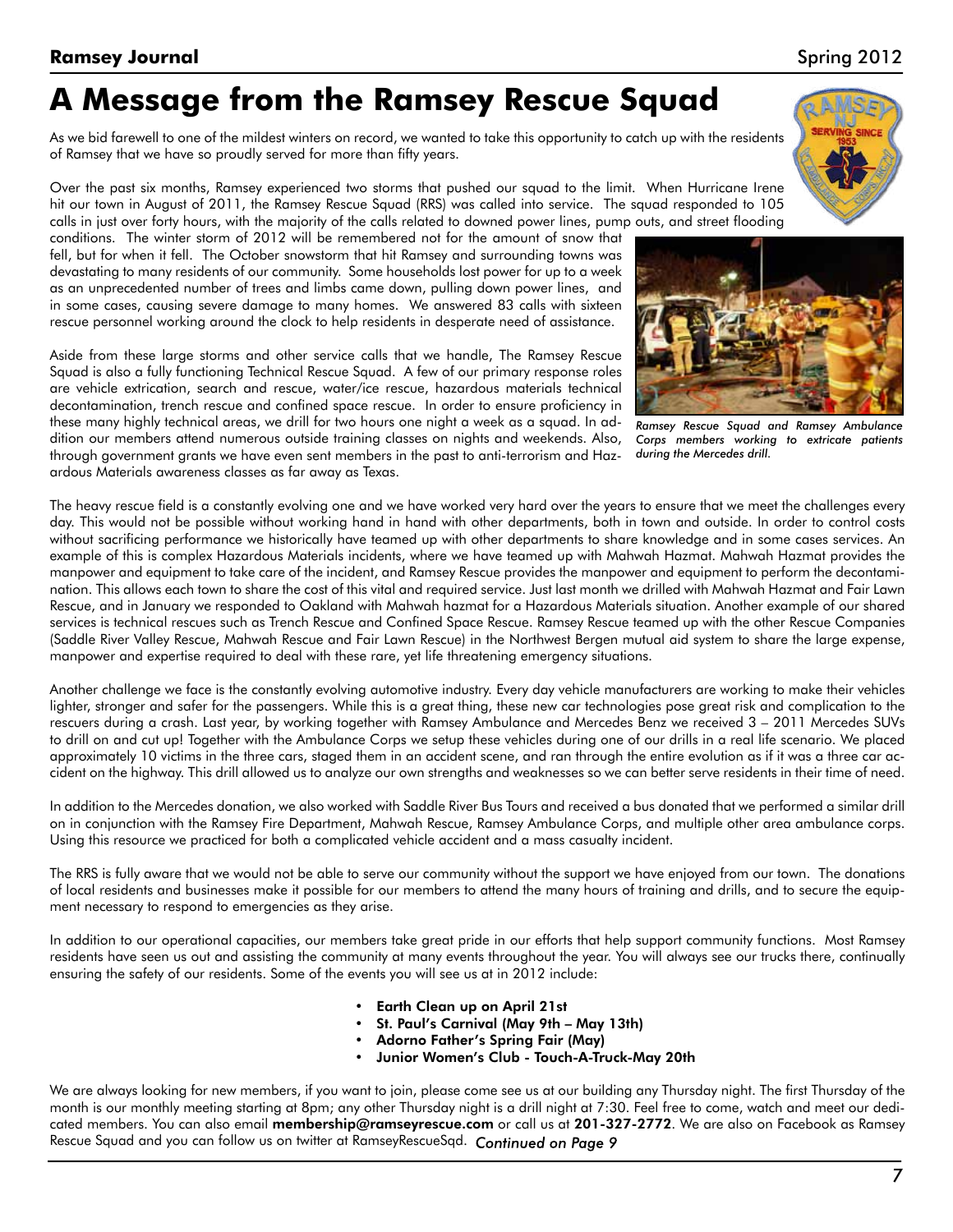# A Message from the Ramsey Rescue Squad

As we bid farewell to one of the mildest winters on record, we wanted to take this opportunity to catch up with the residents of Ramsey that we have so proudly served for more than fifty years.

Over the past six months, Ramsey experienced two storms that pushed our squad to the limit. When Hurricane Irene hit our town in August of 2011, the Ramsey Rescue Squad (RRS) was called into service. The squad responded to 105 calls in just over forty hours, with the majority of the calls related to downed power lines, pump outs, and street flooding conditions. The winter storm of 2012 will be remembered not for the amount of snow that fell, but for when it fell. The October snowstorm that hit Ramsey and surrounding towns was devastating to many residents of our community. Some households lost power for up to a week as an unprecedented number of trees and limbs came down, pulling down power lines, and in some cases, causing severe damage to many homes. We answered 83 calls with sixteen rescue personnel working around the clock to help residents in desperate need of assistance.

*Ramsey Rescue Squad and Ramsey Ambulance Corps members working to extricate patients during the Mercedes drill.*

Aside from these large storms and other service calls that we handle, The Ramsey Rescue Squad is also a fully functioning Technical Rescue Squad. A few of our primary response roles are vehicle extrication, search and rescue, water/ice rescue, hazardous materials technical decontamination, trench rescue and confined space rescue. In order to ensure proficiency in these many highly technical areas, we drill for two hours one night a week as a squad. In addition our members attend numerous outside training classes on nights and weekends. Also, through government grants we have even sent members in the past to anti-terrorism and Hazardous Materials awareness classes as far away as Texas.

The heavy rescue field is a constantly evolving one and we have worked very hard over the years to ensure that we meet the challenges every day. This would not be possible without working hand in hand with other departments, both in town and outside. In order to control costs without sacrificing performance we historically have teamed up with other departments to share knowledge and in some cases services. An example of this is complex Hazardous Materials incidents, where we have teamed up with Mahwah Hazmat. Mahwah Hazmat provides the manpower and equipment to take care of the incident, and Ramsey Rescue provides the manpower and equipment to perform the decontamination. This allows each town to share the cost of this vital and required service. Just last month we drilled with Mahwah Hazmat and Fair Lawn Rescue, and in January we responded to Oakland with Mahwah hazmat for a Hazardous Materials situation. Another example of our shared services is technical rescues such as Trench Rescue and Confined Space Rescue. Ramsey Rescue teamed up with the other Rescue Companies (Saddle River Valley Rescue, Mahwah Rescue and Fair Lawn Rescue) in the Northwest Bergen mutual aid system to share the large expense, manpower and expertise required to deal with these rare, yet life threatening emergency situations.

Another challenge we face is the constantly evolving automotive industry. Every day vehicle manufacturers are working to make their vehicles lighter, stronger and safer for the passengers. While this is a great thing, these new car technologies pose great risk and complication to the rescuers during a crash. Last year, by working together with Ramsey Ambulance and Mercedes Benz we received 3 – 2011 Mercedes SUVs to drill on and cut up! Together with the Ambulance Corps we setup these vehicles during one of our drills in a real life scenario. We placed approximately 10 victims in the three cars, staged them in an accident scene, and ran through the entire evolution as if it was a three car accident on the highway. This drill allowed us to analyze our own strengths and weaknesses so we can better serve residents in their time of need.

In addition to the Mercedes donation, we also worked with Saddle River Bus Tours and received a bus donated that we performed a similar drill on in conjunction with the Ramsey Fire Department, Mahwah Rescue, Ramsey Ambulance Corps, and multiple other area ambulance corps. Using this resource we practiced for both a complicated vehicle accident and a mass casualty incident.

The RRS is fully aware that we would not be able to serve our community without the support we have enjoyed from our town. The donations of local residents and businesses make it possible for our members to attend the many hours of training and drills, and to secure the equipment necessary to respond to emergencies as they arise.

In addition to our operational capacities, our members take great pride in our efforts that help support community functions. Most Ramsey residents have seen us out and assisting the community at many events throughout the year. You will always see our trucks there, continually ensuring the safety of our residents. Some of the events you will see us at in 2012 include:

- **Earth Clean up on April 21st**
- **St. Paul's Carnival (May 9th – May 13th)**
- **Adorno Father's Spring Fair (May)**
- **Junior Women's Club - Touch-A-Truck-May 20th**

We are always looking for new members, if you want to join, please come see us at our building any Thursday night. The first Thursday of the month is our monthly meeting starting at 8pm; any other Thursday night is a drill night at 7:30. Feel free to come, watch and meet our dedicated members. You can also email **membership@ramseyrescue.com** or call us at **201-327-2772**. We are also on Facebook as Ramsey Rescue Squad and you can follow us on twitter at RamseyRescueSqd. *Continued on Page 9*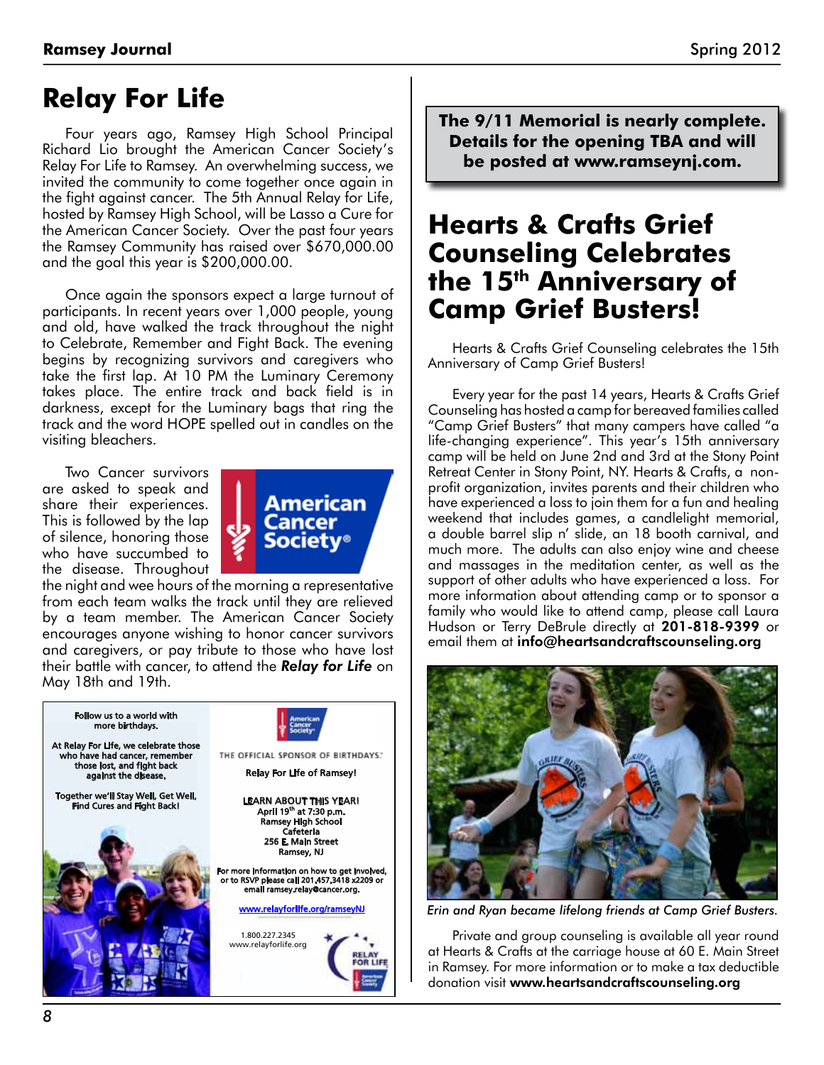# Relay For Life

Four years ago, Ramsey High School Principal Richard Lio brought the American Cancer Society's Relay For Life to Ramsey. An overwhelming success, we invited the community to come together once again in the fight against cancer. The 5th Annual Relay for Life, hosted by Ramsey High School, will be Lasso a Cure for the American Cancer Society. Over the past four years the Ramsey Community has raised over $670,000.00 and the goal this year is $200,000.00.

Once again the sponsors expect a large turnout of participants. In recent years over 1,000 people, young and old, have walked the track throughout the night to Celebrate, Remember and Fight Back. The evening begins by recognizing survivors and caregivers who take the first lap. At 10 PM the Luminary Ceremony takes place. The entire track and back field is in darkness, except for the Luminary bags that ring the track and the word HOPE spelled out in candles on the visiting bleachers.

Two Cancer survivors are asked to speak and share their experiences. This is followed by the lap of silence, honoring those who have succumbed to the disease. Throughout the night and wee hours of the morning a representative from each team walks the track until they are relieved by a team member. The American Cancer Society encourages anyone wishing to honor cancer survivors and caregivers, or pay tribute to those who have lost their battle with cancer, to attend the ***Relay for Life*** on May 18th and 19th.

Follow us to a world with more birthdays.

At Relay For Life, we celebrate those who have had cancer, remember those lost, and fight back against the disease.

Together we'll Stay Well, Get Well, Find Cures and Fight Back!

THE OFFICIAL SPONSOR OF BIRTHDAYS.™

Relay For Life of Ramsey!

LEARN ABOUT THIS YEAR!
April 19th at 7:30 p.m.
Ramsey High School Cafeteria
256 E. Main Street
Ramsey, NJ

For more information on how to get involved, or to RSVP please call 201.457.3418 x2209 or email ramsey.relay@cancer.org.

www.relayforlife.org/ramseyNJ

1.800.227.2345
www.relayforlife.org

**The 9/11 Memorial is nearly complete. Details for the opening TBA and will be posted at www.ramseynj.com.**

# Hearts & Crafts Grief Counseling Celebrates the 15th Anniversary of Camp Grief Busters!

Hearts & Crafts Grief Counseling celebrates the 15th Anniversary of Camp Grief Busters!

Every year for the past 14 years, Hearts & Crafts Grief Counseling has hosted a camp for bereaved families called "Camp Grief Busters" that many campers have called "a life-changing experience". This year's 15th anniversary camp will be held on June 2nd and 3rd at the Stony Point Retreat Center in Stony Point, NY. Hearts & Crafts, a non-profit organization, invites parents and their children who have experienced a loss to join them for a fun and healing weekend that includes games, a candlelight memorial, a double barrel slip n' slide, an 18 booth carnival, and much more. The adults can also enjoy wine and cheese and massages in the meditation center, as well as the support of other adults who have experienced a loss. For more information about attending camp or to sponsor a family who would like to attend camp, please call Laura Hudson or Terry DeBrule directly at **201-818-9399** or email them at **info@heartsandcraftscounseling.org**

*Erin and Ryan became lifelong friends at Camp Grief Busters.*

Private and group counseling is available all year round at Hearts & Crafts at the carriage house at 60 E. Main Street in Ramsey. For more information or to make a tax deductible donation visit **www.heartsandcraftscounseling.org**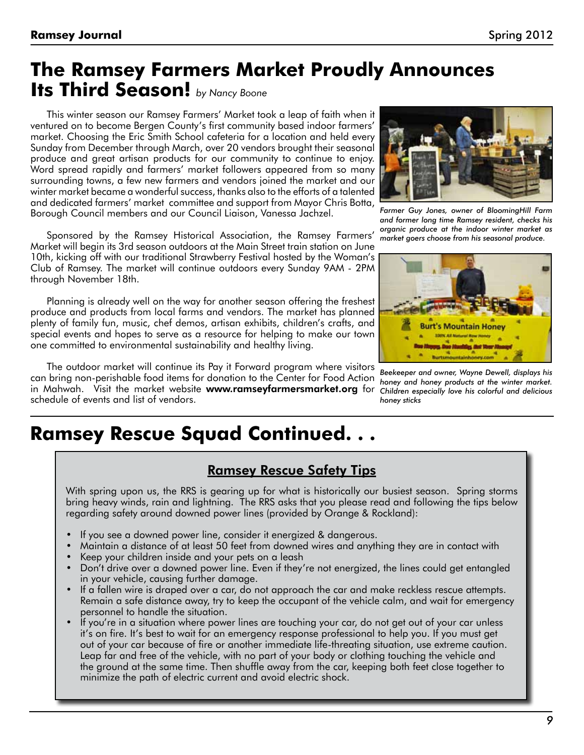# The Ramsey Farmers Market Proudly Announces Its Third Season! *by Nancy Boone*

This winter season our Ramsey Farmers' Market took a leap of faith when it ventured on to become Bergen County's first community based indoor farmers' market. Choosing the Eric Smith School cafeteria for a location and held every Sunday from December through March, over 20 vendors brought their seasonal produce and great artisan products for our community to continue to enjoy. Word spread rapidly and farmers' market followers appeared from so many surrounding towns, a few new farmers and vendors joined the market and our winter market became a wonderful success, thanks also to the efforts of a talented and dedicated farmers' market committee and support from Mayor Chris Botta, Borough Council members and our Council Liaison, Vanessa Jachzel.

*Farmer Guy Jones, owner of BloomingHill Farm and former long time Ramsey resident, checks his organic produce at the indoor winter market as market goers choose from his seasonal produce.*

Sponsored by the Ramsey Historical Association, the Ramsey Farmers' Market will begin its 3rd season outdoors at the Main Street train station on June 10th, kicking off with our traditional Strawberry Festival hosted by the Woman's Club of Ramsey. The market will continue outdoors every Sunday 9AM - 2PM through November 18th.

Planning is already well on the way for another season offering the freshest produce and products from local farms and vendors. The market has planned plenty of family fun, music, chef demos, artisan exhibits, children's crafts, and special events and hopes to serve as a resource for helping to make our town one committed to environmental sustainability and healthy living.

The outdoor market will continue its Pay it Forward program where visitors can bring non-perishable food items for donation to the Center for Food Action in Mahwah. Visit the market website **www.ramseyfarmersmarket.org** for schedule of events and list of vendors.

*Beekeeper and owner, Wayne Dewell, displays his honey and honey products at the winter market. Children especially love his colorful and delicious honey sticks*

# Ramsey Rescue Squad Continued. . .

## Ramsey Rescue Safety Tips

With spring upon us, the RRS is gearing up for what is historically our busiest season. Spring storms bring heavy winds, rain and lightning. The RRS asks that you please read and following the tips below regarding safety around downed power lines (provided by Orange & Rockland):

- If you see a downed power line, consider it energized & dangerous.
- Maintain a distance of at least 50 feet from downed wires and anything they are in contact with
- Keep your children inside and your pets on a leash
- Don't drive over a downed power line. Even if they're not energized, the lines could get entangled in your vehicle, causing further damage.
- If a fallen wire is draped over a car, do not approach the car and make reckless rescue attempts. Remain a safe distance away, try to keep the occupant of the vehicle calm, and wait for emergency personnel to handle the situation.
- If you're in a situation where power lines are touching your car, do not get out of your car unless it's on fire. It's best to wait for an emergency response professional to help you. If you must get out of your car because of fire or another immediate life-threating situation, use extreme caution. Leap far and free of the vehicle, with no part of your body or clothing touching the vehicle and the ground at the same time. Then shuffle away from the car, keeping both feet close together to minimize the path of electric current and avoid electric shock.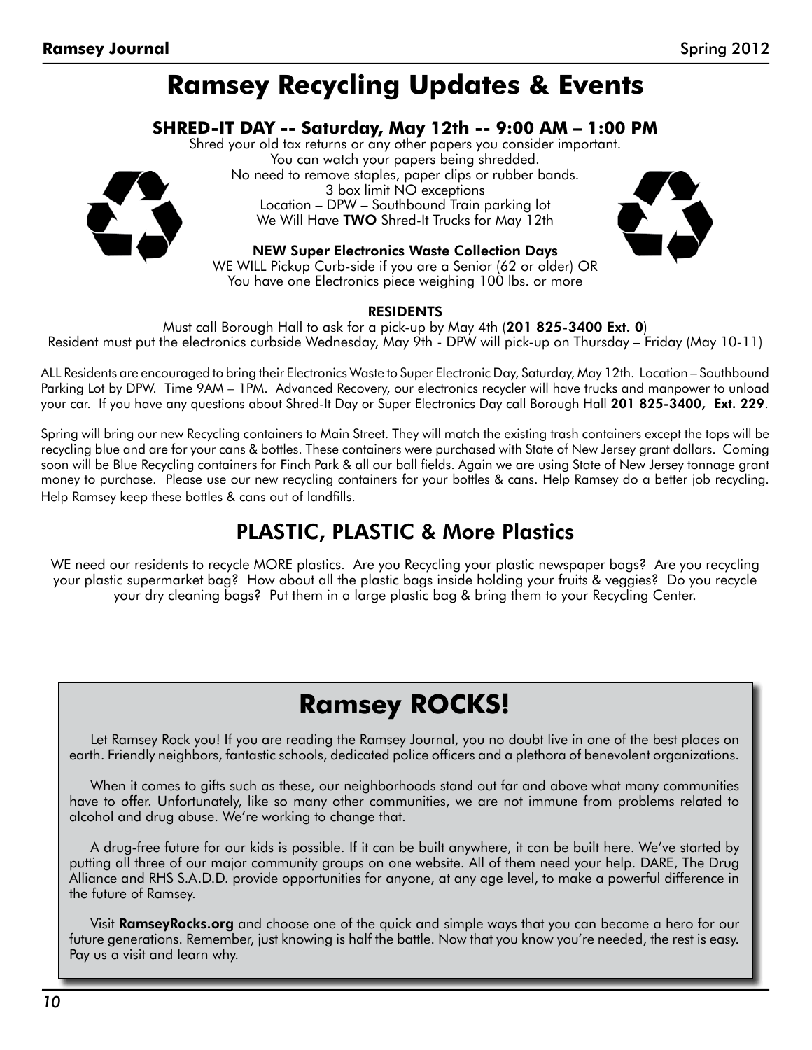# Ramsey Recycling Updates & Events

### SHRED-IT DAY -- Saturday, May 12th -- 9:00 AM – 1:00 PM

Shred your old tax returns or any other papers you consider important.
You can watch your papers being shredded.
No need to remove staples, paper clips or rubber bands.
3 box limit NO exceptions
Location – DPW – Southbound Train parking lot
We Will Have **TWO** Shred-It Trucks for May 12th

**NEW Super Electronics Waste Collection Days**

WE WILL Pickup Curb-side if you are a Senior (62 or older) OR
You have one Electronics piece weighing 100 lbs. or more

**RESIDENTS**

Must call Borough Hall to ask for a pick-up by May 4th (**201 825-3400 Ext. 0**)
Resident must put the electronics curbside Wednesday, May 9th - DPW will pick-up on Thursday – Friday (May 10-11)

ALL Residents are encouraged to bring their Electronics Waste to Super Electronic Day, Saturday, May 12th. Location – Southbound Parking Lot by DPW. Time 9AM – 1PM. Advanced Recovery, our electronics recycler will have trucks and manpower to unload your car. If you have any questions about Shred-It Day or Super Electronics Day call Borough Hall **201 825-3400, Ext. 229**.

Spring will bring our new Recycling containers to Main Street. They will match the existing trash containers except the tops will be recycling blue and are for your cans & bottles. These containers were purchased with State of New Jersey grant dollars. Coming soon will be Blue Recycling containers for Finch Park & all our ball fields. Again we are using State of New Jersey tonnage grant money to purchase. Please use our new recycling containers for your bottles & cans. Help Ramsey do a better job recycling. Help Ramsey keep these bottles & cans out of landfills.

## PLASTIC, PLASTIC & More Plastics

WE need our residents to recycle MORE plastics. Are you Recycling your plastic newspaper bags? Are you recycling your plastic supermarket bag? How about all the plastic bags inside holding your fruits & veggies? Do you recycle your dry cleaning bags? Put them in a large plastic bag & bring them to your Recycling Center.

# Ramsey ROCKS!

Let Ramsey Rock you! If you are reading the Ramsey Journal, you no doubt live in one of the best places on earth. Friendly neighbors, fantastic schools, dedicated police officers and a plethora of benevolent organizations.

When it comes to gifts such as these, our neighborhoods stand out far and above what many communities have to offer. Unfortunately, like so many other communities, we are not immune from problems related to alcohol and drug abuse. We're working to change that.

A drug-free future for our kids is possible. If it can be built anywhere, it can be built here. We've started by putting all three of our major community groups on one website. All of them need your help. DARE, The Drug Alliance and RHS S.A.D.D. provide opportunities for anyone, at any age level, to make a powerful difference in the future of Ramsey.

Visit **RamseyRocks.org** and choose one of the quick and simple ways that you can become a hero for our future generations. Remember, just knowing is half the battle. Now that you know you're needed, the rest is easy. Pay us a visit and learn why.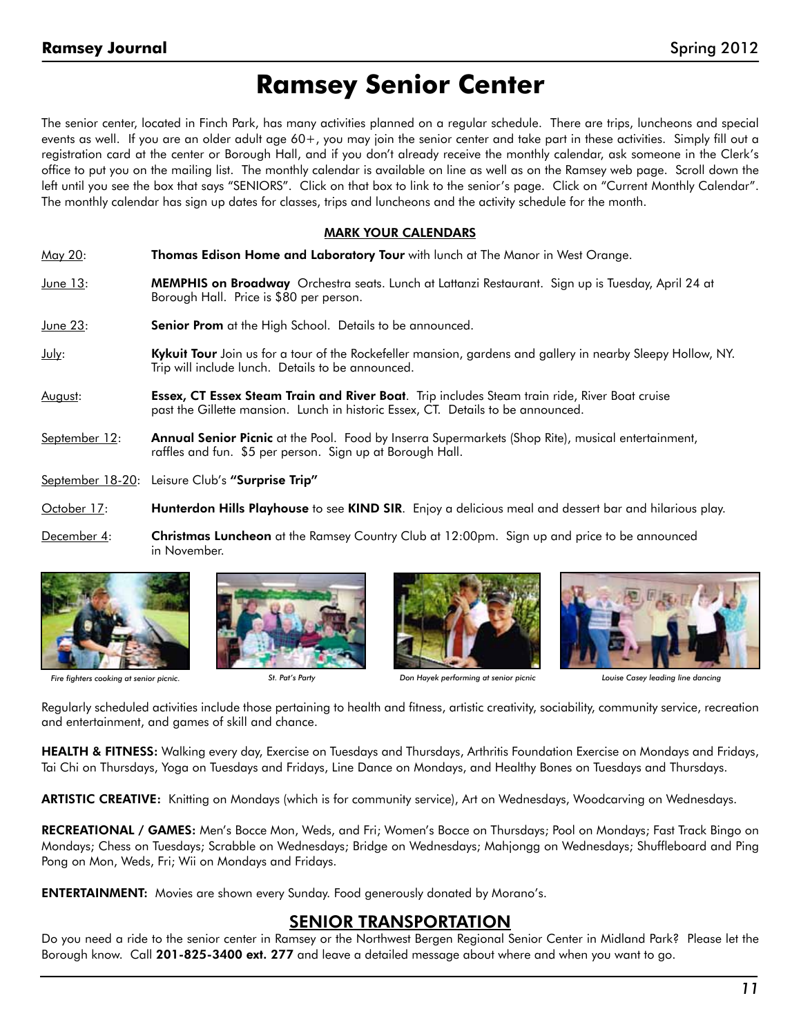# Ramsey Senior Center

The senior center, located in Finch Park, has many activities planned on a regular schedule. There are trips, luncheons and special events as well. If you are an older adult age 60+, you may join the senior center and take part in these activities. Simply fill out a registration card at the center or Borough Hall, and if you don't already receive the monthly calendar, ask someone in the Clerk's office to put you on the mailing list. The monthly calendar is available on line as well as on the Ramsey web page. Scroll down the left until you see the box that says "SENIORS". Click on that box to link to the senior's page. Click on "Current Monthly Calendar". The monthly calendar has sign up dates for classes, trips and luncheons and the activity schedule for the month.

**MARK YOUR CALENDARS**

May 20: **Thomas Edison Home and Laboratory Tour** with lunch at The Manor in West Orange.

June 13: **MEMPHIS on Broadway** Orchestra seats. Lunch at Lattanzi Restaurant. Sign up is Tuesday, April 24 at Borough Hall. Price is $80 per person.

June 23: **Senior Prom** at the High School. Details to be announced.

July: **Kykuit Tour** Join us for a tour of the Rockefeller mansion, gardens and gallery in nearby Sleepy Hollow, NY. Trip will include lunch. Details to be announced.

August: **Essex, CT Essex Steam Train and River Boat**. Trip includes Steam train ride, River Boat cruise past the Gillette mansion. Lunch in historic Essex, CT. Details to be announced.

September 12: **Annual Senior Picnic** at the Pool. Food by Inserra Supermarkets (Shop Rite), musical entertainment, raffles and fun. $5 per person. Sign up at Borough Hall.

September 18-20: Leisure Club's **"Surprise Trip"**

October 17: **Hunterdon Hills Playhouse** to see **KIND SIR**. Enjoy a delicious meal and dessert bar and hilarious play.

December 4: **Christmas Luncheon** at the Ramsey Country Club at 12:00pm. Sign up and price to be announced in November.

*Fire fighters cooking at senior picnic.*

*St. Pat's Party*

*Don Hayek performing at senior picnic*

*Louise Casey leading line dancing*

Regularly scheduled activities include those pertaining to health and fitness, artistic creativity, sociability, community service, recreation and entertainment, and games of skill and chance.

**HEALTH & FITNESS:** Walking every day, Exercise on Tuesdays and Thursdays, Arthritis Foundation Exercise on Mondays and Fridays, Tai Chi on Thursdays, Yoga on Tuesdays and Fridays, Line Dance on Mondays, and Healthy Bones on Tuesdays and Thursdays.

**ARTISTIC CREATIVE:** Knitting on Mondays (which is for community service), Art on Wednesdays, Woodcarving on Wednesdays.

**RECREATIONAL / GAMES:** Men's Bocce Mon, Weds, and Fri; Women's Bocce on Thursdays; Pool on Mondays; Fast Track Bingo on Mondays; Chess on Tuesdays; Scrabble on Wednesdays; Bridge on Wednesdays; Mahjongg on Wednesdays; Shuffleboard and Ping Pong on Mon, Weds, Fri; Wii on Mondays and Fridays.

**ENTERTAINMENT:** Movies are shown every Sunday. Food generously donated by Morano's.

## SENIOR TRANSPORTATION

Do you need a ride to the senior center in Ramsey or the Northwest Bergen Regional Senior Center in Midland Park? Please let the Borough know. Call **201-825-3400 ext. 277** and leave a detailed message about where and when you want to go.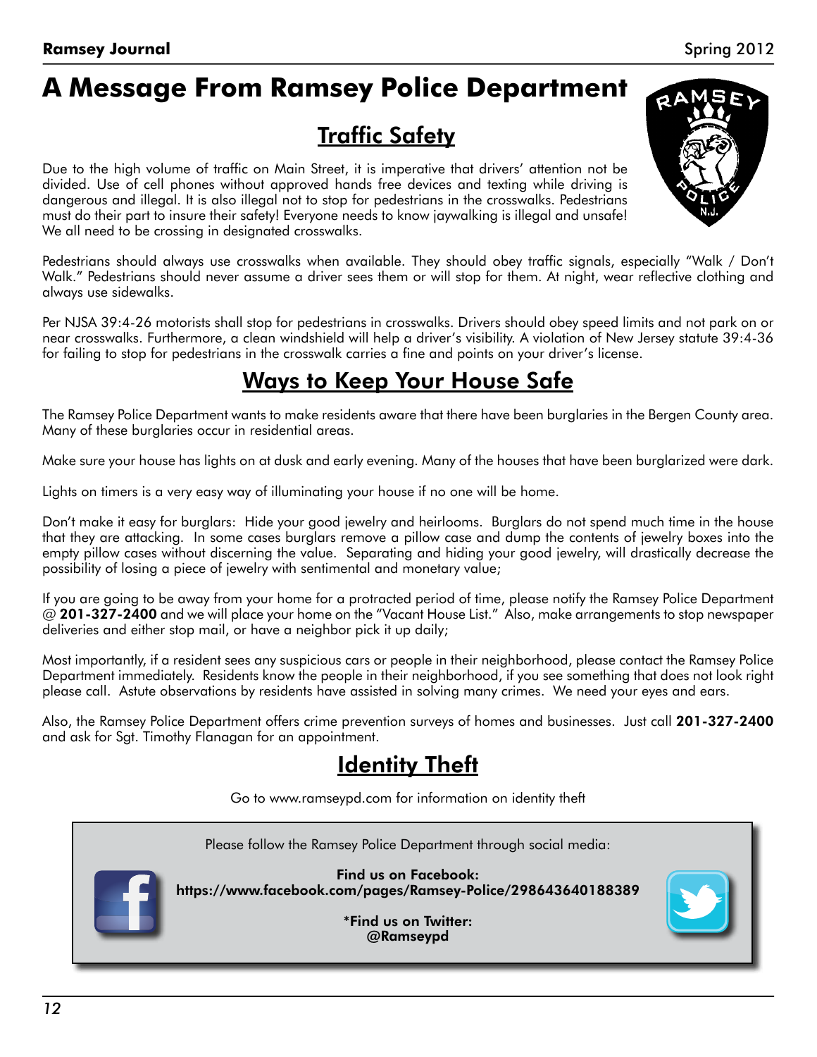# A Message From Ramsey Police Department

## Traffic Safety

Due to the high volume of traffic on Main Street, it is imperative that drivers' attention not be divided. Use of cell phones without approved hands free devices and texting while driving is dangerous and illegal. It is also illegal not to stop for pedestrians in the crosswalks. Pedestrians must do their part to insure their safety! Everyone needs to know jaywalking is illegal and unsafe! We all need to be crossing in designated crosswalks.

Pedestrians should always use crosswalks when available. They should obey traffic signals, especially "Walk / Don't Walk." Pedestrians should never assume a driver sees them or will stop for them. At night, wear reflective clothing and always use sidewalks.

Per NJSA 39:4-26 motorists shall stop for pedestrians in crosswalks. Drivers should obey speed limits and not park on or near crosswalks. Furthermore, a clean windshield will help a driver's visibility. A violation of New Jersey statute 39:4-36 for failing to stop for pedestrians in the crosswalk carries a fine and points on your driver's license.

## Ways to Keep Your House Safe

The Ramsey Police Department wants to make residents aware that there have been burglaries in the Bergen County area. Many of these burglaries occur in residential areas.

Make sure your house has lights on at dusk and early evening. Many of the houses that have been burglarized were dark.

Lights on timers is a very easy way of illuminating your house if no one will be home.

Don't make it easy for burglars: Hide your good jewelry and heirlooms. Burglars do not spend much time in the house that they are attacking. In some cases burglars remove a pillow case and dump the contents of jewelry boxes into the empty pillow cases without discerning the value. Separating and hiding your good jewelry, will drastically decrease the possibility of losing a piece of jewelry with sentimental and monetary value;

If you are going to be away from your home for a protracted period of time, please notify the Ramsey Police Department @ **201-327-2400** and we will place your home on the "Vacant House List." Also, make arrangements to stop newspaper deliveries and either stop mail, or have a neighbor pick it up daily;

Most importantly, if a resident sees any suspicious cars or people in their neighborhood, please contact the Ramsey Police Department immediately. Residents know the people in their neighborhood, if you see something that does not look right please call. Astute observations by residents have assisted in solving many crimes. We need your eyes and ears.

Also, the Ramsey Police Department offers crime prevention surveys of homes and businesses. Just call **201-327-2400** and ask for Sgt. Timothy Flanagan for an appointment.

## Identity Theft

Go to www.ramseypd.com for information on identity theft

Please follow the Ramsey Police Department through social media:

**Find us on Facebook:**
**https://www.facebook.com/pages/Ramsey-Police/298643640188389**

***Find us on Twitter:**
**@Ramseypd**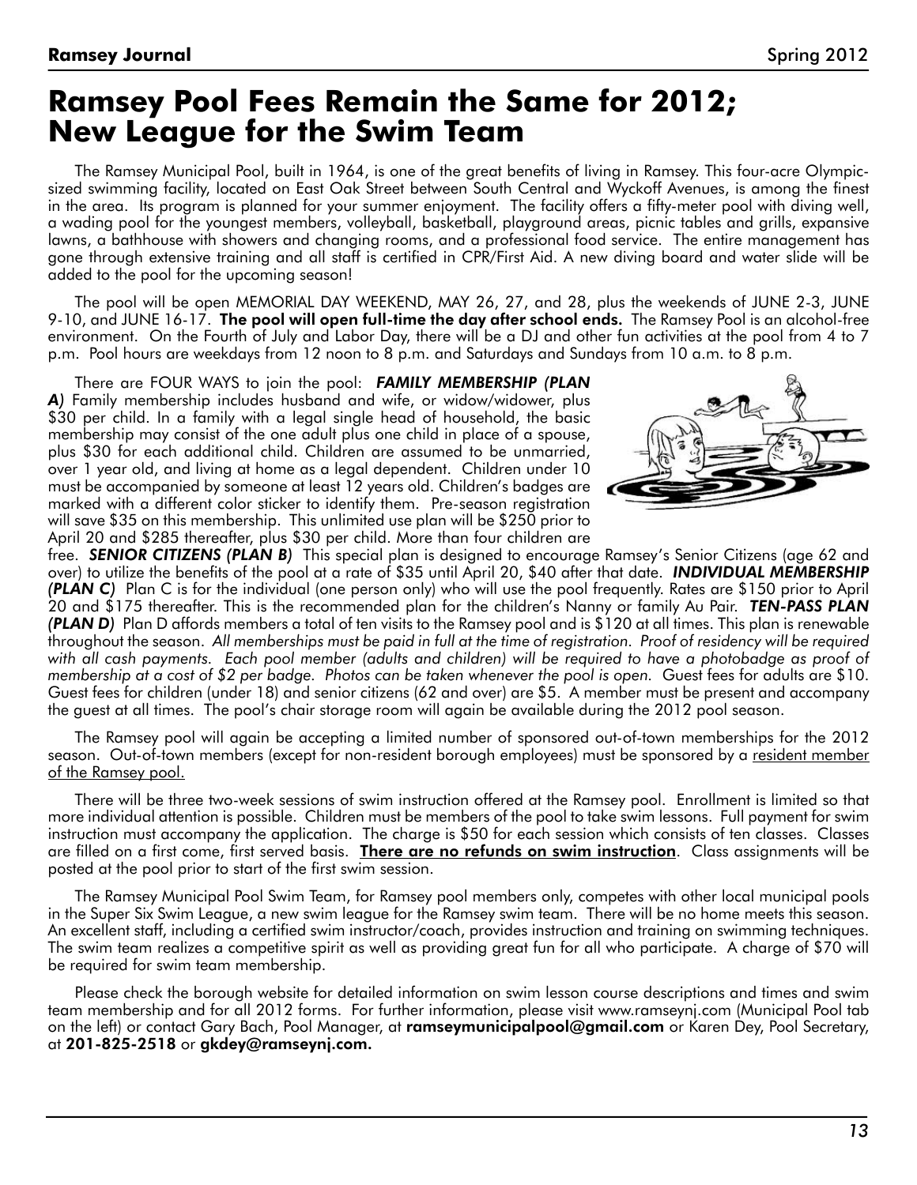# Ramsey Pool Fees Remain the Same for 2012; New League for the Swim Team

The Ramsey Municipal Pool, built in 1964, is one of the great benefits of living in Ramsey. This four-acre Olympic-sized swimming facility, located on East Oak Street between South Central and Wyckoff Avenues, is among the finest in the area. Its program is planned for your summer enjoyment. The facility offers a fifty-meter pool with diving well, a wading pool for the youngest members, volleyball, basketball, playground areas, picnic tables and grills, expansive lawns, a bathhouse with showers and changing rooms, and a professional food service. The entire management has gone through extensive training and all staff is certified in CPR/First Aid. A new diving board and water slide will be added to the pool for the upcoming season!

The pool will be open MEMORIAL DAY WEEKEND, MAY 26, 27, and 28, plus the weekends of JUNE 2-3, JUNE 9-10, and JUNE 16-17. **The pool will open full-time the day after school ends.** The Ramsey Pool is an alcohol-free environment. On the Fourth of July and Labor Day, there will be a DJ and other fun activities at the pool from 4 to 7 p.m. Pool hours are weekdays from 12 noon to 8 p.m. and Saturdays and Sundays from 10 a.m. to 8 p.m.

There are FOUR WAYS to join the pool: ***FAMILY MEMBERSHIP (PLAN A)*** Family membership includes husband and wife, or widow/widower, plus $30 per child. In a family with a legal single head of household, the basic membership may consist of the one adult plus one child in place of a spouse, plus $30 for each additional child. Children are assumed to be unmarried, over 1 year old, and living at home as a legal dependent. Children under 10 must be accompanied by someone at least 12 years old. Children's badges are marked with a different color sticker to identify them. Pre-season registration will save $35 on this membership. This unlimited use plan will be $250 prior to April 20 and $285 thereafter, plus $30 per child. More than four children are free. ***SENIOR CITIZENS (PLAN B)*** This special plan is designed to encourage Ramsey's Senior Citizens (age 62 and over) to utilize the benefits of the pool at a rate of $35 until April 20, $40 after that date. ***INDIVIDUAL MEMBERSHIP (PLAN C)*** Plan C is for the individual (one person only) who will use the pool frequently. Rates are $150 prior to April 20 and $175 thereafter. This is the recommended plan for the children's Nanny or family Au Pair. ***TEN-PASS PLAN (PLAN D)*** Plan D affords members a total of ten visits to the Ramsey pool and is $120 at all times. This plan is renewable throughout the season. *All memberships must be paid in full at the time of registration. Proof of residency will be required with all cash payments. Each pool member (adults and children) will be required to have a photobadge as proof of membership at a cost of $2 per badge. Photos can be taken whenever the pool is open.* Guest fees for adults are $10. Guest fees for children (under 18) and senior citizens (62 and over) are $5. A member must be present and accompany the guest at all times. The pool's chair storage room will again be available during the 2012 pool season.

The Ramsey pool will again be accepting a limited number of sponsored out-of-town memberships for the 2012 season. Out-of-town members (except for non-resident borough employees) must be sponsored by a resident member of the Ramsey pool.

There will be three two-week sessions of swim instruction offered at the Ramsey pool. Enrollment is limited so that more individual attention is possible. Children must be members of the pool to take swim lessons. Full payment for swim instruction must accompany the application. The charge is $50 for each session which consists of ten classes. Classes are filled on a first come, first served basis. **There are no refunds on swim instruction**. Class assignments will be posted at the pool prior to start of the first swim session.

The Ramsey Municipal Pool Swim Team, for Ramsey pool members only, competes with other local municipal pools in the Super Six Swim League, a new swim league for the Ramsey swim team. There will be no home meets this season. An excellent staff, including a certified swim instructor/coach, provides instruction and training on swimming techniques. The swim team realizes a competitive spirit as well as providing great fun for all who participate. A charge of $70 will be required for swim team membership.

Please check the borough website for detailed information on swim lesson course descriptions and times and swim team membership and for all 2012 forms. For further information, please visit www.ramseynj.com (Municipal Pool tab on the left) or contact Gary Bach, Pool Manager, at **ramseymunicipalpool@gmail.com** or Karen Dey, Pool Secretary, at **201-825-2518** or **gkdey@ramseynj.com.**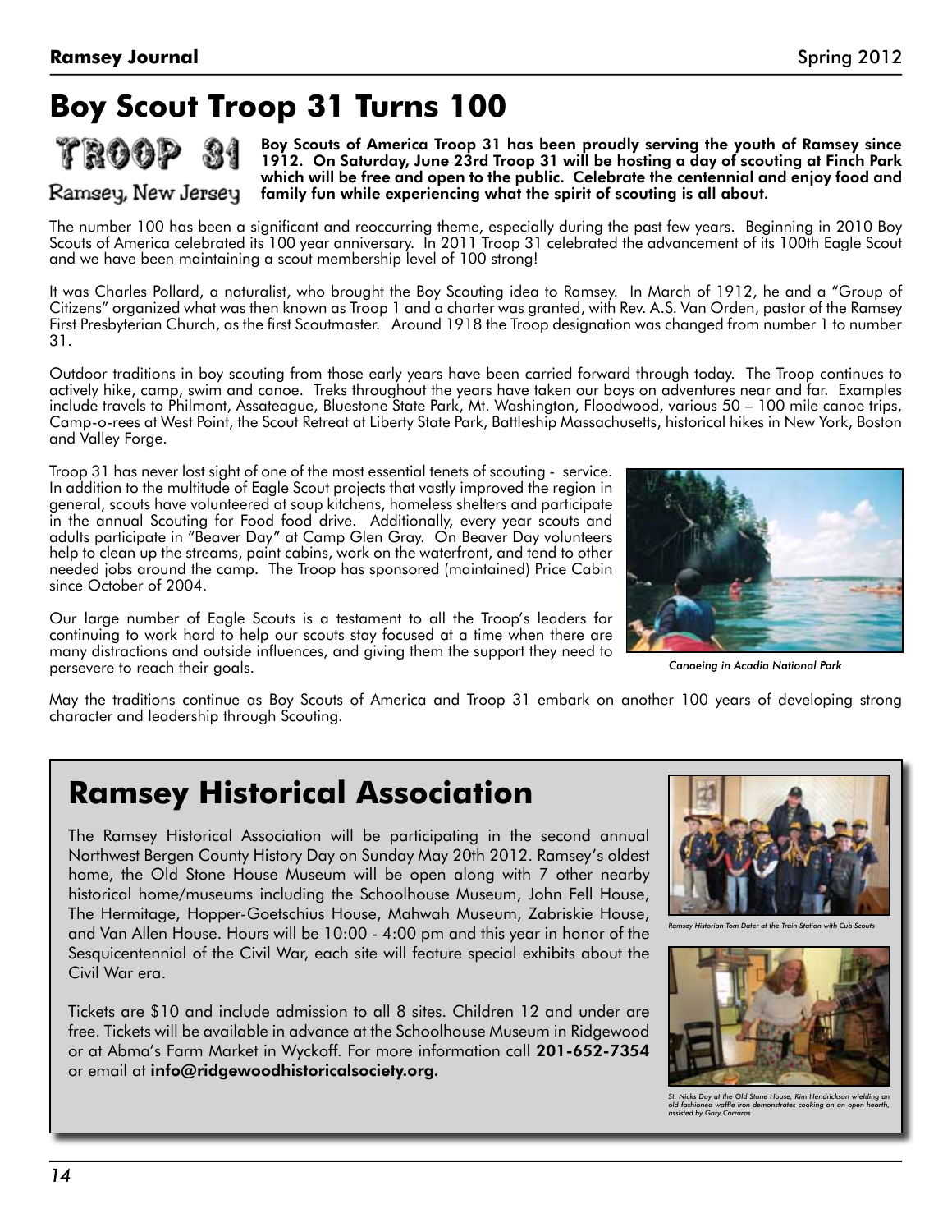# Boy Scout Troop 31 Turns 100

TROOP 31

Ramsey, New Jersey

**Boy Scouts of America Troop 31 has been proudly serving the youth of Ramsey since 1912. On Saturday, June 23rd Troop 31 will be hosting a day of scouting at Finch Park which will be free and open to the public. Celebrate the centennial and enjoy food and family fun while experiencing what the spirit of scouting is all about.**

The number 100 has been a significant and reoccurring theme, especially during the past few years. Beginning in 2010 Boy Scouts of America celebrated its 100 year anniversary. In 2011 Troop 31 celebrated the advancement of its 100th Eagle Scout and we have been maintaining a scout membership level of 100 strong!

It was Charles Pollard, a naturalist, who brought the Boy Scouting idea to Ramsey. In March of 1912, he and a "Group of Citizens" organized what was then known as Troop 1 and a charter was granted, with Rev. A.S. Van Orden, pastor of the Ramsey First Presbyterian Church, as the first Scoutmaster. Around 1918 the Troop designation was changed from number 1 to number 31.

Outdoor traditions in boy scouting from those early years have been carried forward through today. The Troop continues to actively hike, camp, swim and canoe. Treks throughout the years have taken our boys on adventures near and far. Examples include travels to Philmont, Assateague, Bluestone State Park, Mt. Washington, Floodwood, various 50 – 100 mile canoe trips, Camp-o-rees at West Point, the Scout Retreat at Liberty State Park, Battleship Massachusetts, historical hikes in New York, Boston and Valley Forge.

Troop 31 has never lost sight of one of the most essential tenets of scouting - service. In addition to the multitude of Eagle Scout projects that vastly improved the region in general, scouts have volunteered at soup kitchens, homeless shelters and participate in the annual Scouting for Food food drive. Additionally, every year scouts and adults participate in "Beaver Day" at Camp Glen Gray. On Beaver Day volunteers help to clean up the streams, paint cabins, work on the waterfront, and tend to other needed jobs around the camp. The Troop has sponsored (maintained) Price Cabin since October of 2004.

Our large number of Eagle Scouts is a testament to all the Troop's leaders for continuing to work hard to help our scouts stay focused at a time when there are many distractions and outside influences, and giving them the support they need to persevere to reach their goals.

*Canoeing in Acadia National Park*

May the traditions continue as Boy Scouts of America and Troop 31 embark on another 100 years of developing strong character and leadership through Scouting.

# Ramsey Historical Association

The Ramsey Historical Association will be participating in the second annual Northwest Bergen County History Day on Sunday May 20th 2012. Ramsey's oldest home, the Old Stone House Museum will be open along with 7 other nearby historical home/museums including the Schoolhouse Museum, John Fell House, The Hermitage, Hopper-Goetschius House, Mahwah Museum, Zabriskie House, and Van Allen House. Hours will be 10:00 - 4:00 pm and this year in honor of the Sesquicentennial of the Civil War, each site will feature special exhibits about the Civil War era.

Tickets are $10 and include admission to all 8 sites. Children 12 and under are free. Tickets will be available in advance at the Schoolhouse Museum in Ridgewood or at Abma's Farm Market in Wyckoff. For more information call **201-652-7354** or email at **info@ridgewoodhistoricalsociety.org.**

*Ramsey Historian Tom Dater at the Train Station with Cub Scouts*

*St. Nicks Day at the Old Stone House, Kim Hendrickson wielding an old fashioned waffle iron demonstrates cooking on an open hearth, assisted by Gary Corraras*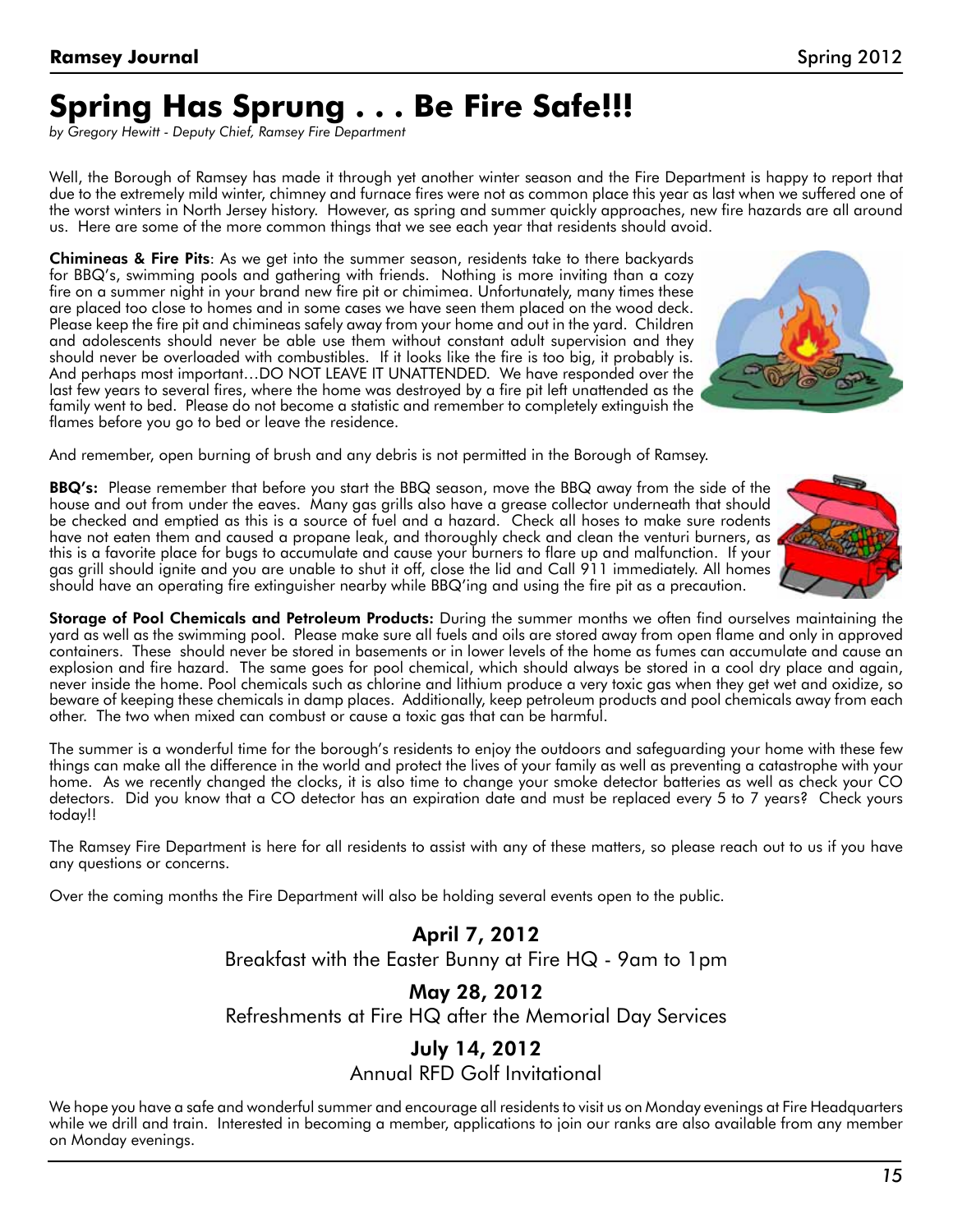# Spring Has Sprung . . . Be Fire Safe!!!

*by Gregory Hewitt - Deputy Chief, Ramsey Fire Department*

Well, the Borough of Ramsey has made it through yet another winter season and the Fire Department is happy to report that due to the extremely mild winter, chimney and furnace fires were not as common place this year as last when we suffered one of the worst winters in North Jersey history. However, as spring and summer quickly approaches, new fire hazards are all around us. Here are some of the more common things that we see each year that residents should avoid.

**Chimineas & Fire Pits**: As we get into the summer season, residents take to there backyards for BBQ's, swimming pools and gathering with friends. Nothing is more inviting than a cozy fire on a summer night in your brand new fire pit or chimimea. Unfortunately, many times these are placed too close to homes and in some cases we have seen them placed on the wood deck. Please keep the fire pit and chimineas safely away from your home and out in the yard. Children and adolescents should never be able use them without constant adult supervision and they should never be overloaded with combustibles. If it looks like the fire is too big, it probably is. And perhaps most important…DO NOT LEAVE IT UNATTENDED. We have responded over the last few years to several fires, where the home was destroyed by a fire pit left unattended as the family went to bed. Please do not become a statistic and remember to completely extinguish the flames before you go to bed or leave the residence.

And remember, open burning of brush and any debris is not permitted in the Borough of Ramsey.

**BBQ's:** Please remember that before you start the BBQ season, move the BBQ away from the side of the house and out from under the eaves. Many gas grills also have a grease collector underneath that should be checked and emptied as this is a source of fuel and a hazard. Check all hoses to make sure rodents have not eaten them and caused a propane leak, and thoroughly check and clean the venturi burners, as this is a favorite place for bugs to accumulate and cause your burners to flare up and malfunction. If your gas grill should ignite and you are unable to shut it off, close the lid and Call 911 immediately. All homes should have an operating fire extinguisher nearby while BBQ'ing and using the fire pit as a precaution.

**Storage of Pool Chemicals and Petroleum Products:** During the summer months we often find ourselves maintaining the yard as well as the swimming pool. Please make sure all fuels and oils are stored away from open flame and only in approved containers. These should never be stored in basements or in lower levels of the home as fumes can accumulate and cause an explosion and fire hazard. The same goes for pool chemical, which should always be stored in a cool dry place and again, never inside the home. Pool chemicals such as chlorine and lithium produce a very toxic gas when they get wet and oxidize, so beware of keeping these chemicals in damp places. Additionally, keep petroleum products and pool chemicals away from each other. The two when mixed can combust or cause a toxic gas that can be harmful.

The summer is a wonderful time for the borough's residents to enjoy the outdoors and safeguarding your home with these few things can make all the difference in the world and protect the lives of your family as well as preventing a catastrophe with your home. As we recently changed the clocks, it is also time to change your smoke detector batteries as well as check your CO detectors. Did you know that a CO detector has an expiration date and must be replaced every 5 to 7 years? Check yours today!!

The Ramsey Fire Department is here for all residents to assist with any of these matters, so please reach out to us if you have any questions or concerns.

Over the coming months the Fire Department will also be holding several events open to the public.

**April 7, 2012**
Breakfast with the Easter Bunny at Fire HQ - 9am to 1pm

**May 28, 2012**
Refreshments at Fire HQ after the Memorial Day Services

**July 14, 2012**
Annual RFD Golf Invitational

We hope you have a safe and wonderful summer and encourage all residents to visit us on Monday evenings at Fire Headquarters while we drill and train. Interested in becoming a member, applications to join our ranks are also available from any member on Monday evenings.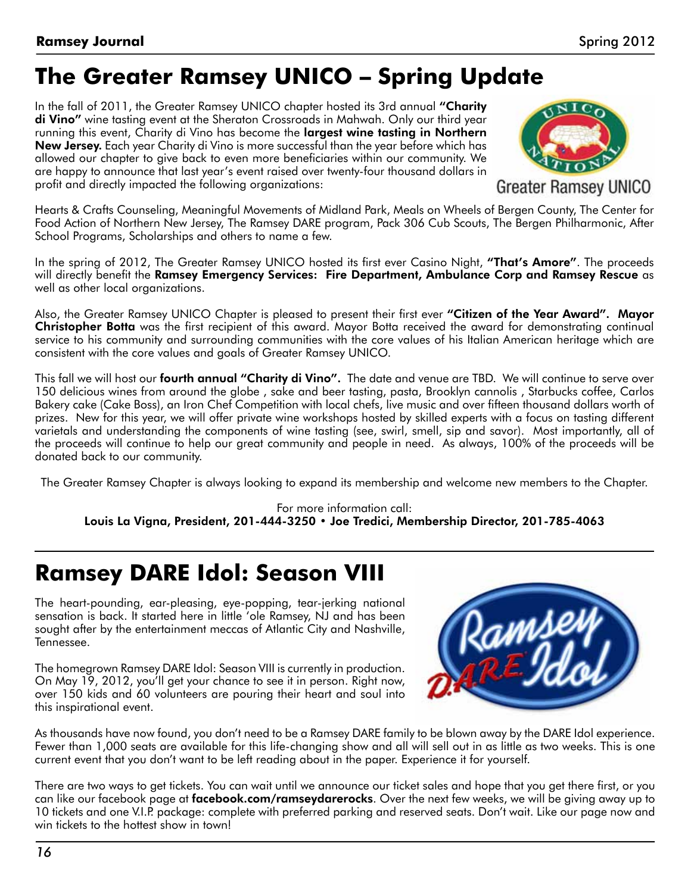# The Greater Ramsey UNICO – Spring Update

In the fall of 2011, the Greater Ramsey UNICO chapter hosted its 3rd annual **"Charity di Vino"** wine tasting event at the Sheraton Crossroads in Mahwah. Only our third year running this event, Charity di Vino has become the **largest wine tasting in Northern New Jersey.** Each year Charity di Vino is more successful than the year before which has allowed our chapter to give back to even more beneficiaries within our community. We are happy to announce that last year's event raised over twenty-four thousand dollars in profit and directly impacted the following organizations:

Greater Ramsey UNICO

Hearts & Crafts Counseling, Meaningful Movements of Midland Park, Meals on Wheels of Bergen County, The Center for Food Action of Northern New Jersey, The Ramsey DARE program, Pack 306 Cub Scouts, The Bergen Philharmonic, After School Programs, Scholarships and others to name a few.

In the spring of 2012, The Greater Ramsey UNICO hosted its first ever Casino Night, **"That's Amore"**. The proceeds will directly benefit the **Ramsey Emergency Services: Fire Department, Ambulance Corp and Ramsey Rescue** as well as other local organizations.

Also, the Greater Ramsey UNICO Chapter is pleased to present their first ever **"Citizen of the Year Award". Mayor Christopher Botta** was the first recipient of this award. Mayor Botta received the award for demonstrating continual service to his community and surrounding communities with the core values of his Italian American heritage which are consistent with the core values and goals of Greater Ramsey UNICO.

This fall we will host our **fourth annual "Charity di Vino".** The date and venue are TBD. We will continue to serve over 150 delicious wines from around the globe , sake and beer tasting, pasta, Brooklyn cannolis , Starbucks coffee, Carlos Bakery cake (Cake Boss), an Iron Chef Competition with local chefs, live music and over fifteen thousand dollars worth of prizes. New for this year, we will offer private wine workshops hosted by skilled experts with a focus on tasting different varietals and understanding the components of wine tasting (see, swirl, smell, sip and savor). Most importantly, all of the proceeds will continue to help our great community and people in need. As always, 100% of the proceeds will be donated back to our community.

The Greater Ramsey Chapter is always looking to expand its membership and welcome new members to the Chapter.

For more information call:
**Louis La Vigna, President, 201-444-3250 • Joe Tredici, Membership Director, 201-785-4063**

# Ramsey DARE Idol: Season VIII

The heart-pounding, ear-pleasing, eye-popping, tear-jerking national sensation is back. It started here in little 'ole Ramsey, NJ and has been sought after by the entertainment meccas of Atlantic City and Nashville, Tennessee.

The homegrown Ramsey DARE Idol: Season VIII is currently in production. On May 19, 2012, you'll get your chance to see it in person. Right now, over 150 kids and 60 volunteers are pouring their heart and soul into this inspirational event.

As thousands have now found, you don't need to be a Ramsey DARE family to be blown away by the DARE Idol experience. Fewer than 1,000 seats are available for this life-changing show and all will sell out in as little as two weeks. This is one current event that you don't want to be left reading about in the paper. Experience it for yourself.

There are two ways to get tickets. You can wait until we announce our ticket sales and hope that you get there first, or you can like our facebook page at **facebook.com/ramseydarerocks**. Over the next few weeks, we will be giving away up to 10 tickets and one V.I.P. package: complete with preferred parking and reserved seats. Don't wait. Like our page now and win tickets to the hottest show in town!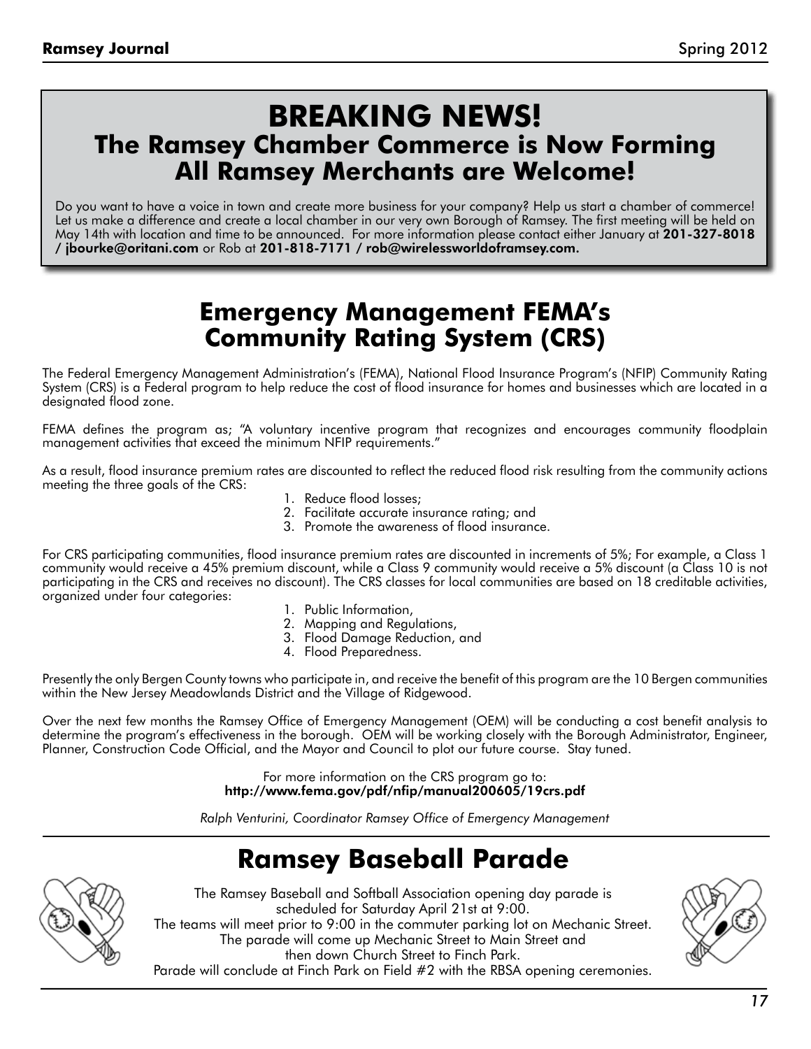# BREAKING NEWS!

## The Ramsey Chamber Commerce is Now Forming
## All Ramsey Merchants are Welcome!

Do you want to have a voice in town and create more business for your company? Help us start a chamber of commerce! Let us make a difference and create a local chamber in our very own Borough of Ramsey. The first meeting will be held on May 14th with location and time to be announced. For more information please contact either January at **201-327-8018 / jbourke@oritani.com** or Rob at **201-818-7171 / rob@wirelessworldoframsey.com.**

# Emergency Management FEMA's Community Rating System (CRS)

The Federal Emergency Management Administration's (FEMA), National Flood Insurance Program's (NFIP) Community Rating System (CRS) is a Federal program to help reduce the cost of flood insurance for homes and businesses which are located in a designated flood zone.

FEMA defines the program as; "A voluntary incentive program that recognizes and encourages community floodplain management activities that exceed the minimum NFIP requirements."

As a result, flood insurance premium rates are discounted to reflect the reduced flood risk resulting from the community actions meeting the three goals of the CRS:

1. Reduce flood losses;
2. Facilitate accurate insurance rating; and
3. Promote the awareness of flood insurance.

For CRS participating communities, flood insurance premium rates are discounted in increments of 5%; For example, a Class 1 community would receive a 45% premium discount, while a Class 9 community would receive a 5% discount (a Class 10 is not participating in the CRS and receives no discount). The CRS classes for local communities are based on 18 creditable activities, organized under four categories:

1. Public Information,
2. Mapping and Regulations,
3. Flood Damage Reduction, and
4. Flood Preparedness.

Presently the only Bergen County towns who participate in, and receive the benefit of this program are the 10 Bergen communities within the New Jersey Meadowlands District and the Village of Ridgewood.

Over the next few months the Ramsey Office of Emergency Management (OEM) will be conducting a cost benefit analysis to determine the program's effectiveness in the borough. OEM will be working closely with the Borough Administrator, Engineer, Planner, Construction Code Official, and the Mayor and Council to plot our future course. Stay tuned.

For more information on the CRS program go to:
**http://www.fema.gov/pdf/nfip/manual200605/19crs.pdf**

*Ralph Venturini, Coordinator Ramsey Office of Emergency Management*

# Ramsey Baseball Parade

The Ramsey Baseball and Softball Association opening day parade is scheduled for Saturday April 21st at 9:00.
The teams will meet prior to 9:00 in the commuter parking lot on Mechanic Street.
The parade will come up Mechanic Street to Main Street and then down Church Street to Finch Park.
Parade will conclude at Finch Park on Field #2 with the RBSA opening ceremonies.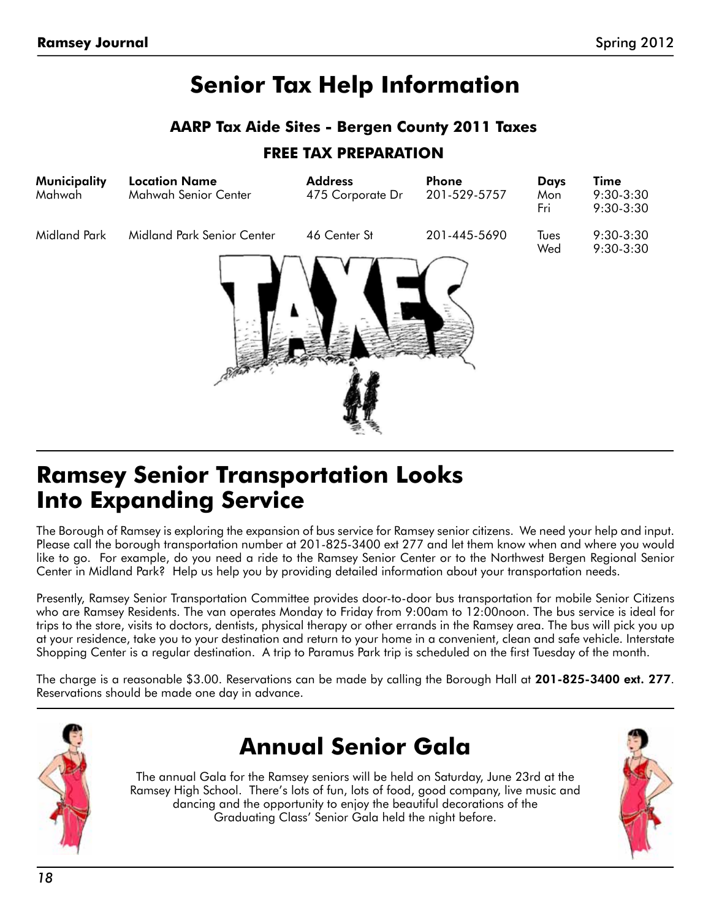# Senior Tax Help Information

### AARP Tax Aide Sites - Bergen County 2011 Taxes

### FREE TAX PREPARATION

| Municipality | Location Name | Address | Phone | Days | Time |
|---|---|---|---|---|---|
| Mahwah | Mahwah Senior Center | 475 Corporate Dr | 201-529-5757 | Mon<br>Fri | 9:30-3:30<br>9:30-3:30 |
| Midland Park | Midland Park Senior Center | 46 Center St | 201-445-5690 | Tues<br>Wed | 9:30-3:30<br>9:30-3:30 |

# Ramsey Senior Transportation Looks Into Expanding Service

The Borough of Ramsey is exploring the expansion of bus service for Ramsey senior citizens. We need your help and input. Please call the borough transportation number at 201-825-3400 ext 277 and let them know when and where you would like to go. For example, do you need a ride to the Ramsey Senior Center or to the Northwest Bergen Regional Senior Center in Midland Park? Help us help you by providing detailed information about your transportation needs.

Presently, Ramsey Senior Transportation Committee provides door-to-door bus transportation for mobile Senior Citizens who are Ramsey Residents. The van operates Monday to Friday from 9:00am to 12:00noon. The bus service is ideal for trips to the store, visits to doctors, dentists, physical therapy or other errands in the Ramsey area. The bus will pick you up at your residence, take you to your destination and return to your home in a convenient, clean and safe vehicle. Interstate Shopping Center is a regular destination. A trip to Paramus Park trip is scheduled on the first Tuesday of the month.

The charge is a reasonable $3.00. Reservations can be made by calling the Borough Hall at **201-825-3400 ext. 277**. Reservations should be made one day in advance.

# Annual Senior Gala

The annual Gala for the Ramsey seniors will be held on Saturday, June 23rd at the Ramsey High School. There's lots of fun, lots of food, good company, live music and dancing and the opportunity to enjoy the beautiful decorations of the Graduating Class' Senior Gala held the night before.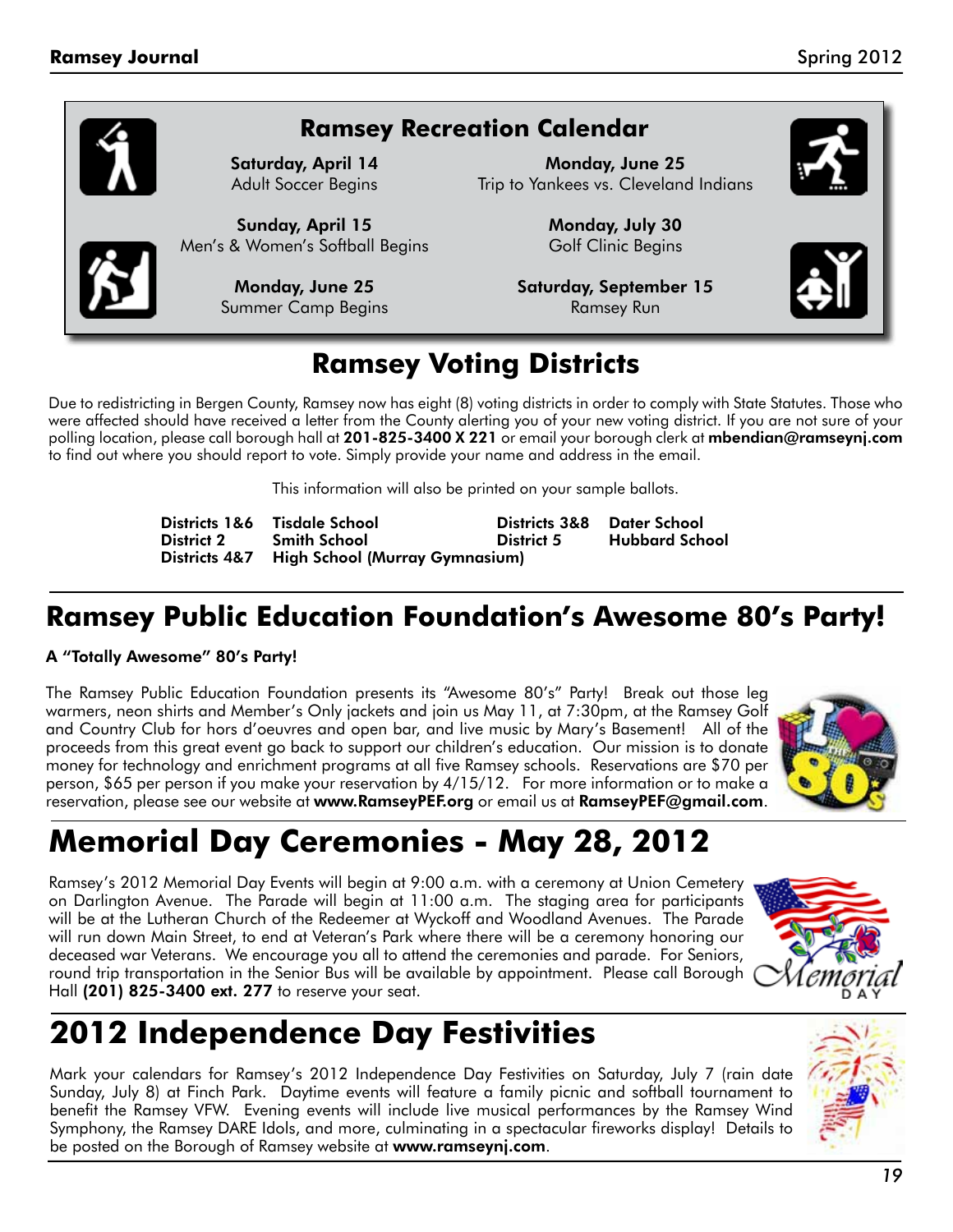## Ramsey Recreation Calendar

**Saturday, April 14**
Adult Soccer Begins

**Sunday, April 15**
Men's & Women's Softball Begins

**Monday, June 25**
Summer Camp Begins

**Monday, June 25**
Trip to Yankees vs. Cleveland Indians

**Monday, July 30**
Golf Clinic Begins

**Saturday, September 15**
Ramsey Run

## Ramsey Voting Districts

Due to redistricting in Bergen County, Ramsey now has eight (8) voting districts in order to comply with State Statutes. Those who were affected should have received a letter from the County alerting you of your new voting district. If you are not sure of your polling location, please call borough hall at **201-825-3400 X 221** or email your borough clerk at **mbendian@ramseynj.com** to find out where you should report to vote. Simply provide your name and address in the email.

This information will also be printed on your sample ballots.

| | | | |
|---|---|---|---|
| **Districts 1&6** | **Tisdale School** | **Districts 3&8** | **Dater School** |
| **District 2** | **Smith School** | **District 5** | **Hubbard School** |
| **Districts 4&7** | **High School (Murray Gymnasium)** | | |

## Ramsey Public Education Foundation's Awesome 80's Party!

**A "Totally Awesome" 80's Party!**

The Ramsey Public Education Foundation presents its "Awesome 80's" Party! Break out those leg warmers, neon shirts and Member's Only jackets and join us May 11, at 7:30pm, at the Ramsey Golf and Country Club for hors d'oeuvres and open bar, and live music by Mary's Basement! All of the proceeds from this great event go back to support our children's education. Our mission is to donate money for technology and enrichment programs at all five Ramsey schools. Reservations are $70 per person, $65 per person if you make your reservation by 4/15/12. For more information or to make a reservation, please see our website at **www.RamseyPEF.org** or email us at **RamseyPEF@gmail.com**.

# Memorial Day Ceremonies - May 28, 2012

Ramsey's 2012 Memorial Day Events will begin at 9:00 a.m. with a ceremony at Union Cemetery on Darlington Avenue. The Parade will begin at 11:00 a.m. The staging area for participants will be at the Lutheran Church of the Redeemer at Wyckoff and Woodland Avenues. The Parade will run down Main Street, to end at Veteran's Park where there will be a ceremony honoring our deceased war Veterans. We encourage you all to attend the ceremonies and parade. For Seniors, round trip transportation in the Senior Bus will be available by appointment. Please call Borough Hall **(201) 825-3400 ext. 277** to reserve your seat.

# 2012 Independence Day Festivities

Mark your calendars for Ramsey's 2012 Independence Day Festivities on Saturday, July 7 (rain date Sunday, July 8) at Finch Park. Daytime events will feature a family picnic and softball tournament to benefit the Ramsey VFW. Evening events will include live musical performances by the Ramsey Wind Symphony, the Ramsey DARE Idols, and more, culminating in a spectacular fireworks display! Details to be posted on the Borough of Ramsey website at **www.ramseynj.com**.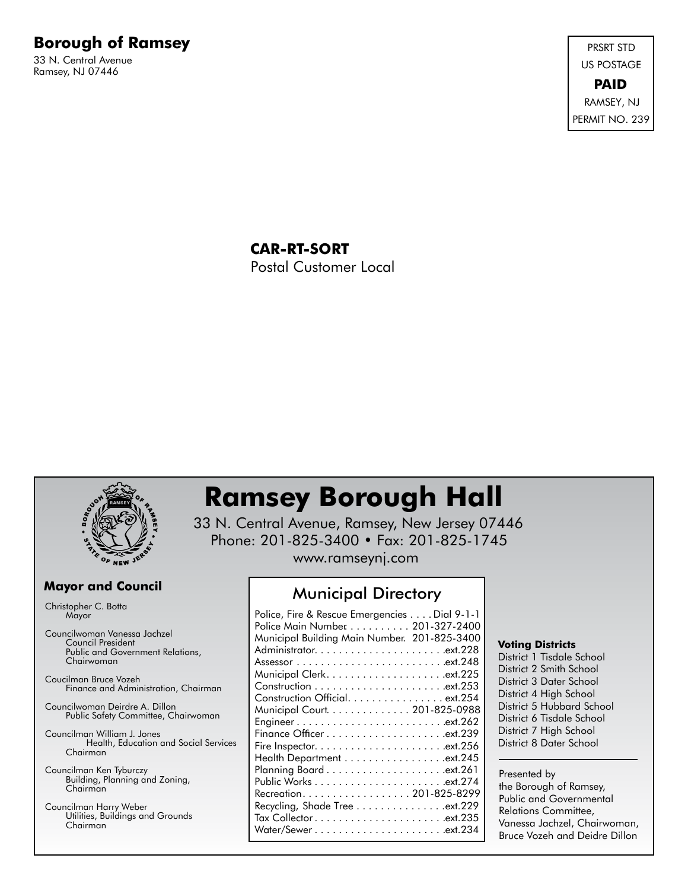**Borough of Ramsey**
33 N. Central Avenue
Ramsey, NJ 07446

PRSRT STD
US POSTAGE
**PAID**
RAMSEY, NJ
PERMIT NO. 239

**CAR-RT-SORT**
Postal Customer Local

# Ramsey Borough Hall

33 N. Central Avenue, Ramsey, New Jersey 07446
Phone: 201-825-3400 • Fax: 201-825-1745
www.ramseynj.com

### Mayor and Council

Christopher C. Botta
Mayor

Councilwoman Vanessa Jachzel
Council President
Public and Government Relations, Chairwoman

Coucilman Bruce Vozeh
Finance and Administration, Chairman

Councilwoman Deirdre A. Dillon
Public Safety Committee, Chairwoman

Councilman William J. Jones
Health, Education and Social Services Chairman

Councilman Ken Tyburczy
Building, Planning and Zoning, Chairman

Councilman Harry Weber
Utilities, Buildings and Grounds Chairman

## Municipal Directory

| | |
|---|---|
| Police, Fire & Rescue Emergencies | Dial 9-1-1 |
| Police Main Number | 201-327-2400 |
| Municipal Building Main Number | 201-825-3400 |
| Administrator | ext.228 |
| Assessor | ext.248 |
| Municipal Clerk | ext.225 |
| Construction | ext.253 |
| Construction Official | ext.254 |
| Municipal Court | 201-825-0988 |
| Engineer | ext.262 |
| Finance Officer | ext.239 |
| Fire Inspector | ext.256 |
| Health Department | ext.245 |
| Planning Board | ext.261 |
| Public Works | ext.274 |
| Recreation | 201-825-8299 |
| Recycling, Shade Tree | ext.229 |
| Tax Collector | ext.235 |
| Water/Sewer | ext.234 |

**Voting Districts**

District 1 Tisdale School
District 2 Smith School
District 3 Dater School
District 4 High School
District 5 Hubbard School
District 6 Tisdale School
District 7 High School
District 8 Dater School

Presented by the Borough of Ramsey, Public and Governmental Relations Committee, Vanessa Jachzel, Chairwoman, Bruce Vozeh and Deidre Dillon